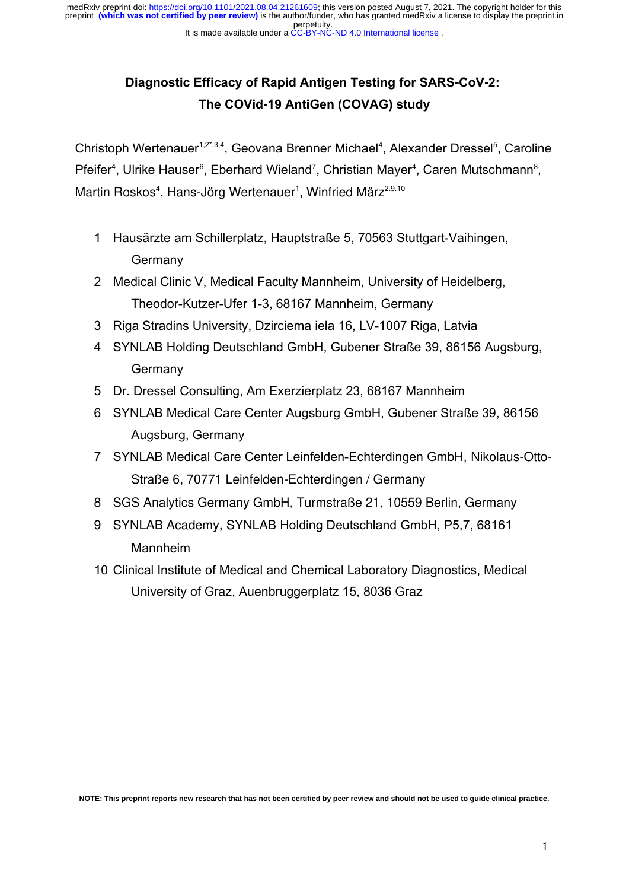# Diagnostic Efficacy of Rapid Antigen Testing for SARS-CoV-2: The COVid-19 AntiGen (COVAG) study

Christoph Wertenauer[1,2*,3,4], Geovana Brenner Michael[4], Alexander Dressel[5], Caroline Pfeifer[4], Ulrike Hauser[6], Eberhard Wieland[7], Christian Mayer[4], Caren Mutschmann[8], Martin Roskos[4], Hans-Jörg Wertenauer[1], Winfried März[2,9,10]

1. Hausärzte am Schillerplatz, Hauptstraße 5, 70563 Stuttgart-Vaihingen, Germany
2. Medical Clinic V, Medical Faculty Mannheim, University of Heidelberg, Theodor-Kutzer-Ufer 1-3, 68167 Mannheim, Germany
3. Riga Stradins University, Dzirciema iela 16, LV-1007 Riga, Latvia
4. SYNLAB Holding Deutschland GmbH, Gubener Straße 39, 86156 Augsburg, Germany
5. Dr. Dressel Consulting, Am Exerzierplatz 23, 68167 Mannheim
6. SYNLAB Medical Care Center Augsburg GmbH, Gubener Straße 39, 86156 Augsburg, Germany
7. SYNLAB Medical Care Center Leinfelden-Echterdingen GmbH, Nikolaus-Otto-Straße 6, 70771 Leinfelden-Echterdingen / Germany
8. SGS Analytics Germany GmbH, Turmstraße 21, 10559 Berlin, Germany
9. SYNLAB Academy, SYNLAB Holding Deutschland GmbH, P5,7, 68161 Mannheim
10. Clinical Institute of Medical and Chemical Laboratory Diagnostics, Medical University of Graz, Auenbruggerplatz 15, 8036 Graz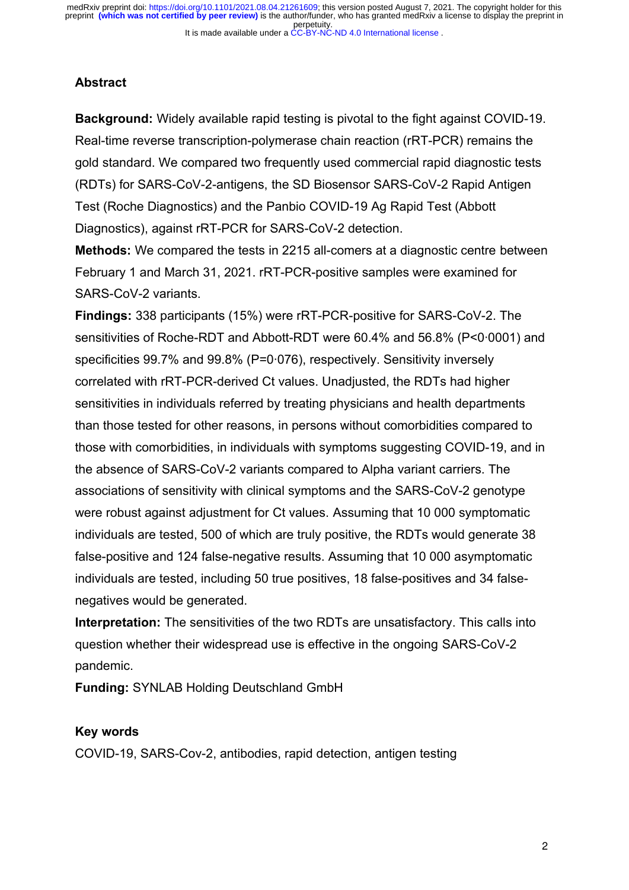## Abstract

**Background:** Widely available rapid testing is pivotal to the fight against COVID-19. Real-time reverse transcription-polymerase chain reaction (rRT-PCR) remains the gold standard. We compared two frequently used commercial rapid diagnostic tests (RDTs) for SARS-CoV-2-antigens, the SD Biosensor SARS-CoV-2 Rapid Antigen Test (Roche Diagnostics) and the Panbio COVID-19 Ag Rapid Test (Abbott Diagnostics), against rRT-PCR for SARS-CoV-2 detection.

**Methods:** We compared the tests in 2215 all-comers at a diagnostic centre between February 1 and March 31, 2021. rRT-PCR-positive samples were examined for SARS-CoV-2 variants.

**Findings:** 338 participants (15%) were rRT-PCR-positive for SARS-CoV-2. The sensitivities of Roche-RDT and Abbott-RDT were 60.4% and 56.8% (P<0·0001) and specificities 99.7% and 99.8% (P=0·076), respectively. Sensitivity inversely correlated with rRT-PCR-derived Ct values. Unadjusted, the RDTs had higher sensitivities in individuals referred by treating physicians and health departments than those tested for other reasons, in persons without comorbidities compared to those with comorbidities, in individuals with symptoms suggesting COVID-19, and in the absence of SARS-CoV-2 variants compared to Alpha variant carriers. The associations of sensitivity with clinical symptoms and the SARS-CoV-2 genotype were robust against adjustment for Ct values. Assuming that 10 000 symptomatic individuals are tested, 500 of which are truly positive, the RDTs would generate 38 false-positive and 124 false-negative results. Assuming that 10 000 asymptomatic individuals are tested, including 50 true positives, 18 false-positives and 34 false-negatives would be generated.

**Interpretation:** The sensitivities of the two RDTs are unsatisfactory. This calls into question whether their widespread use is effective in the ongoing SARS-CoV-2 pandemic.

**Funding:** SYNLAB Holding Deutschland GmbH

### Key words

COVID-19, SARS-Cov-2, antibodies, rapid detection, antigen testing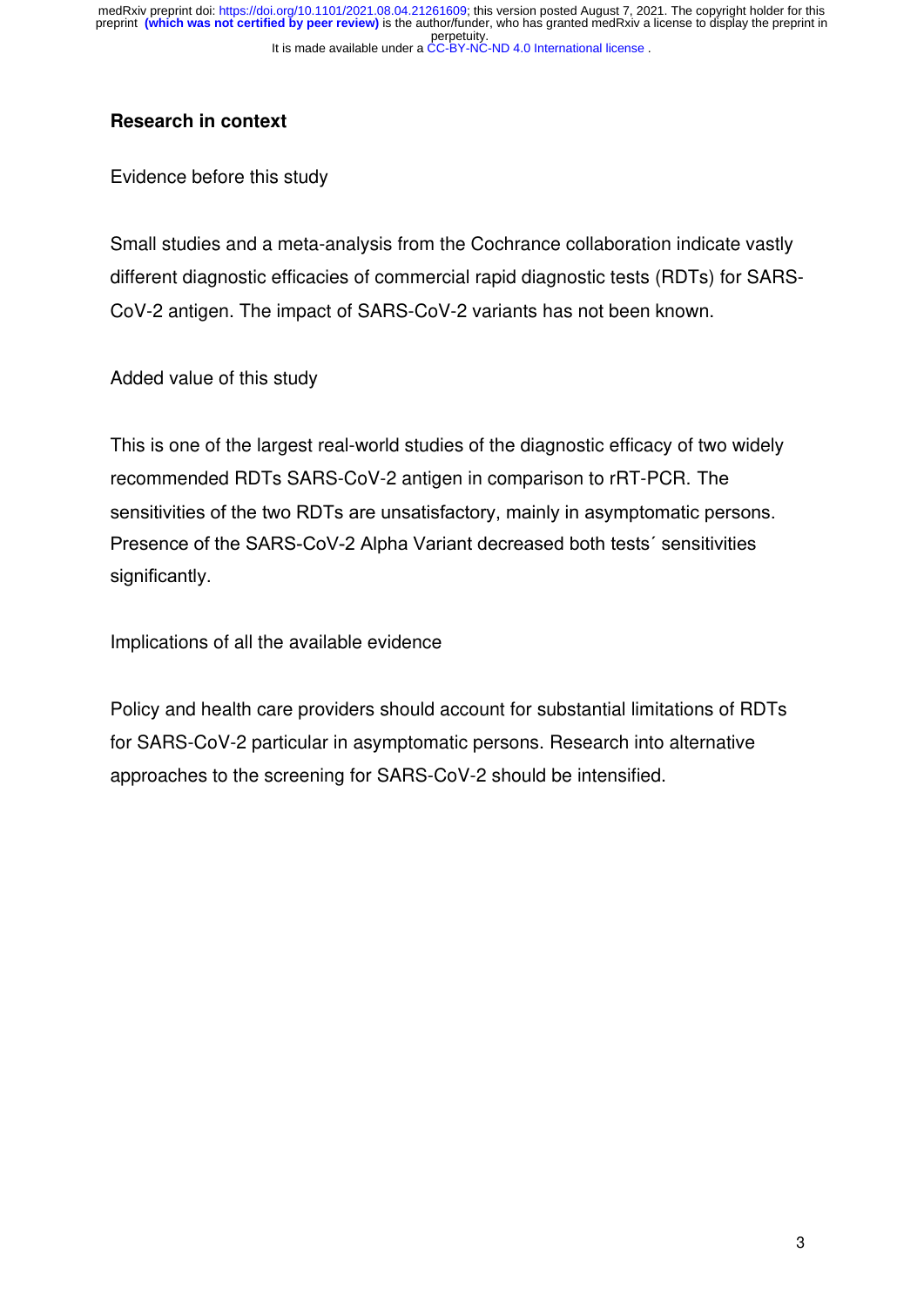**Research in context**

Evidence before this study

Small studies and a meta-analysis from the Cochrance collaboration indicate vastly different diagnostic efficacies of commercial rapid diagnostic tests (RDTs) for SARS-CoV-2 antigen. The impact of SARS-CoV-2 variants has not been known.

Added value of this study

This is one of the largest real-world studies of the diagnostic efficacy of two widely recommended RDTs SARS-CoV-2 antigen in comparison to rRT-PCR. The sensitivities of the two RDTs are unsatisfactory, mainly in asymptomatic persons. Presence of the SARS-CoV-2 Alpha Variant decreased both tests´ sensitivities significantly.

Implications of all the available evidence

Policy and health care providers should account for substantial limitations of RDTs for SARS-CoV-2 particular in asymptomatic persons. Research into alternative approaches to the screening for SARS-CoV-2 should be intensified.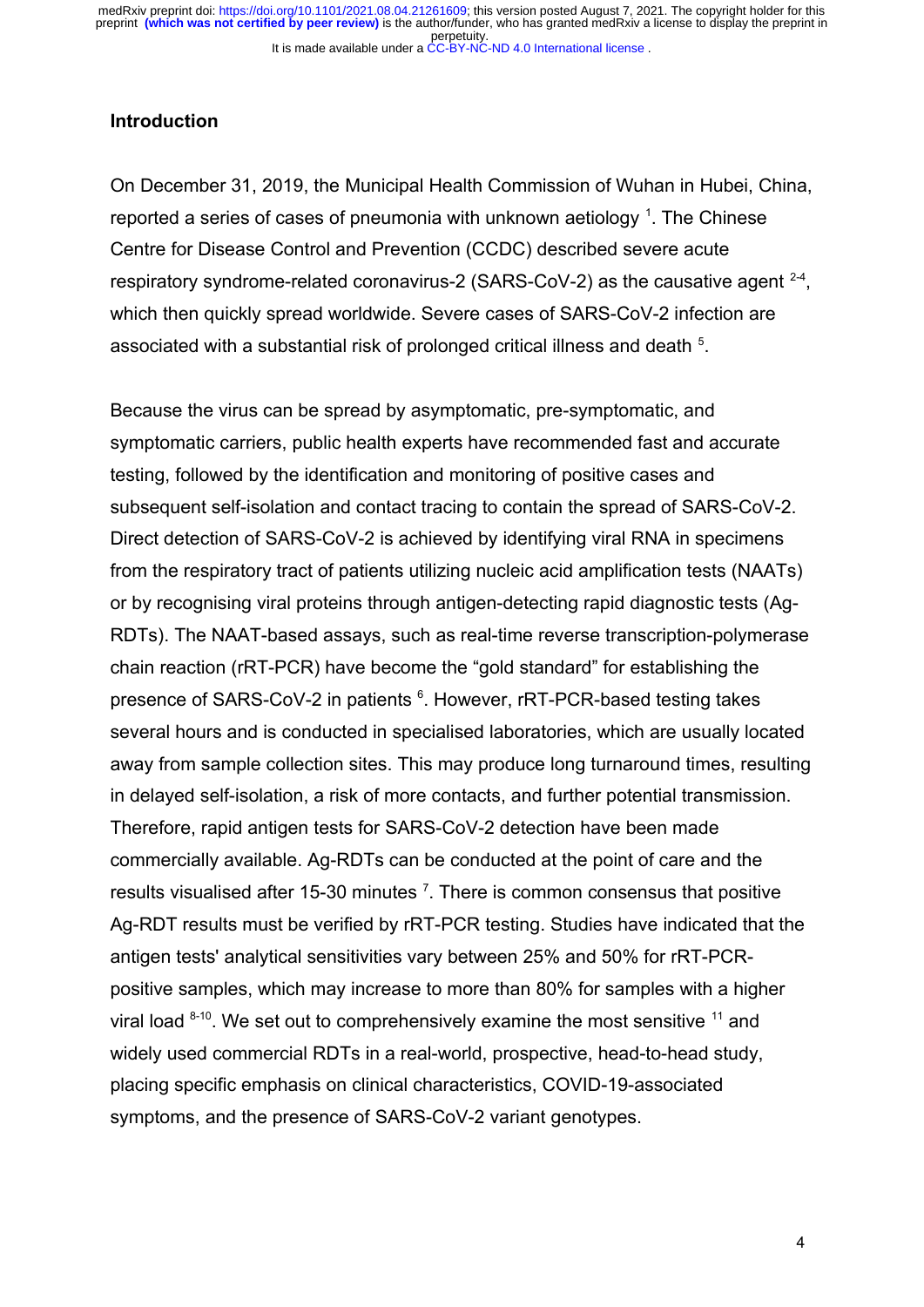## Introduction

On December 31, 2019, the Municipal Health Commission of Wuhan in Hubei, China, reported a series of cases of pneumonia with unknown aetiology [1]. The Chinese Centre for Disease Control and Prevention (CCDC) described severe acute respiratory syndrome-related coronavirus-2 (SARS-CoV-2) as the causative agent [2-4], which then quickly spread worldwide. Severe cases of SARS-CoV-2 infection are associated with a substantial risk of prolonged critical illness and death [5].

Because the virus can be spread by asymptomatic, pre-symptomatic, and symptomatic carriers, public health experts have recommended fast and accurate testing, followed by the identification and monitoring of positive cases and subsequent self-isolation and contact tracing to contain the spread of SARS-CoV-2. Direct detection of SARS-CoV-2 is achieved by identifying viral RNA in specimens from the respiratory tract of patients utilizing nucleic acid amplification tests (NAATs) or by recognising viral proteins through antigen-detecting rapid diagnostic tests (Ag-RDTs). The NAAT-based assays, such as real-time reverse transcription-polymerase chain reaction (rRT-PCR) have become the "gold standard" for establishing the presence of SARS-CoV-2 in patients [6]. However, rRT-PCR-based testing takes several hours and is conducted in specialised laboratories, which are usually located away from sample collection sites. This may produce long turnaround times, resulting in delayed self-isolation, a risk of more contacts, and further potential transmission. Therefore, rapid antigen tests for SARS-CoV-2 detection have been made commercially available. Ag-RDTs can be conducted at the point of care and the results visualised after 15-30 minutes [7]. There is common consensus that positive Ag-RDT results must be verified by rRT-PCR testing. Studies have indicated that the antigen tests' analytical sensitivities vary between 25% and 50% for rRT-PCR-positive samples, which may increase to more than 80% for samples with a higher viral load [8-10]. We set out to comprehensively examine the most sensitive [11] and widely used commercial RDTs in a real-world, prospective, head-to-head study, placing specific emphasis on clinical characteristics, COVID-19-associated symptoms, and the presence of SARS-CoV-2 variant genotypes.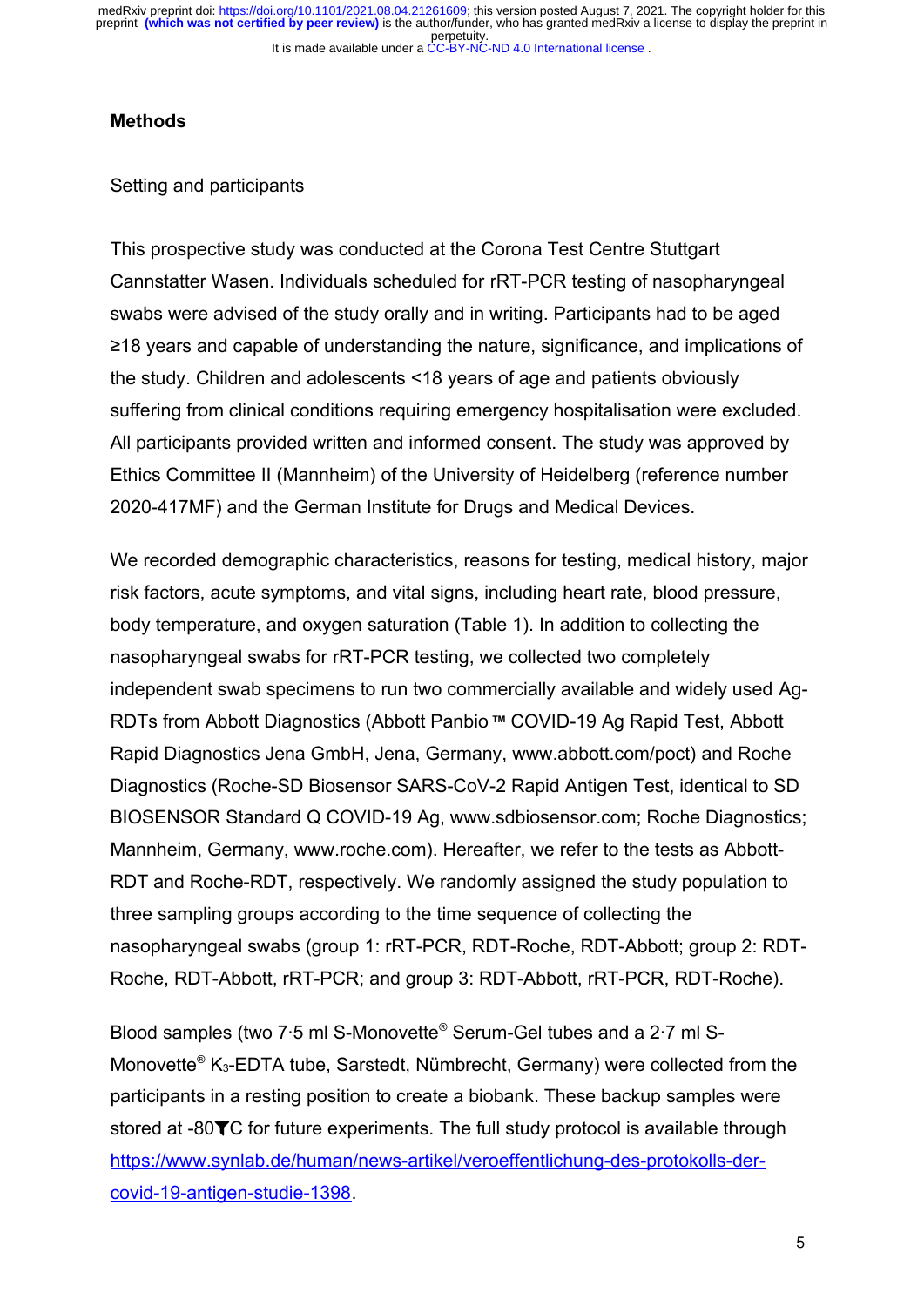## Methods

### Setting and participants

This prospective study was conducted at the Corona Test Centre Stuttgart Cannstatter Wasen. Individuals scheduled for rRT-PCR testing of nasopharyngeal swabs were advised of the study orally and in writing. Participants had to be aged ≥18 years and capable of understanding the nature, significance, and implications of the study. Children and adolescents <18 years of age and patients obviously suffering from clinical conditions requiring emergency hospitalisation were excluded. All participants provided written and informed consent. The study was approved by Ethics Committee II (Mannheim) of the University of Heidelberg (reference number 2020-417MF) and the German Institute for Drugs and Medical Devices.

We recorded demographic characteristics, reasons for testing, medical history, major risk factors, acute symptoms, and vital signs, including heart rate, blood pressure, body temperature, and oxygen saturation (Table 1). In addition to collecting the nasopharyngeal swabs for rRT-PCR testing, we collected two completely independent swab specimens to run two commercially available and widely used Ag-RDTs from Abbott Diagnostics (Abbott Panbio™ COVID-19 Ag Rapid Test, Abbott Rapid Diagnostics Jena GmbH, Jena, Germany, www.abbott.com/poct) and Roche Diagnostics (Roche-SD Biosensor SARS-CoV-2 Rapid Antigen Test, identical to SD BIOSENSOR Standard Q COVID-19 Ag, www.sdbiosensor.com; Roche Diagnostics; Mannheim, Germany, www.roche.com). Hereafter, we refer to the tests as Abbott-RDT and Roche-RDT, respectively. We randomly assigned the study population to three sampling groups according to the time sequence of collecting the nasopharyngeal swabs (group 1: rRT-PCR, RDT-Roche, RDT-Abbott; group 2: RDT-Roche, RDT-Abbott, rRT-PCR; and group 3: RDT-Abbott, rRT-PCR, RDT-Roche).

Blood samples (two 7·5 ml S-Monovette® Serum-Gel tubes and a 2·7 ml S-Monovette® $K_3$-EDTA tube, Sarstedt, Nümbrecht, Germany) were collected from the participants in a resting position to create a biobank. These backup samples were stored at -80°C for future experiments. The full study protocol is available through https://www.synlab.de/human/news-artikel/veroeffentlichung-des-protokolls-der-covid-19-antigen-studie-1398.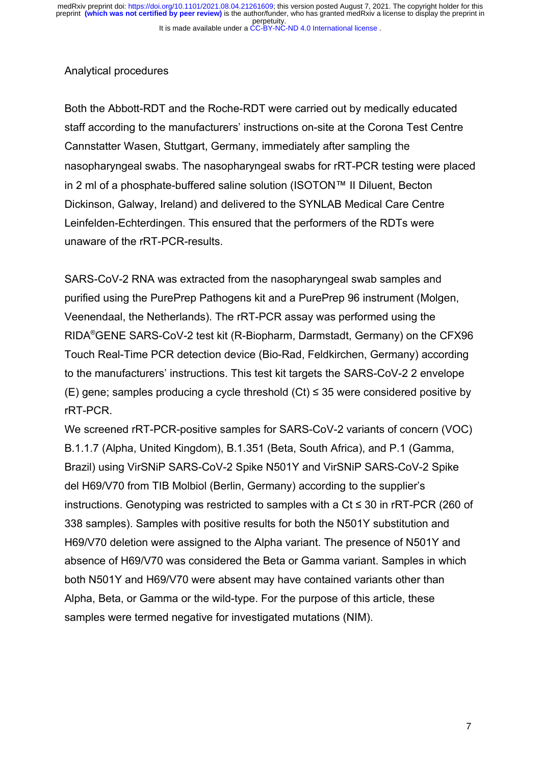Analytical procedures

Both the Abbott-RDT and the Roche-RDT were carried out by medically educated staff according to the manufacturers' instructions on-site at the Corona Test Centre Cannstatter Wasen, Stuttgart, Germany, immediately after sampling the nasopharyngeal swabs. The nasopharyngeal swabs for rRT-PCR testing were placed in 2 ml of a phosphate-buffered saline solution (ISOTON™ II Diluent, Becton Dickinson, Galway, Ireland) and delivered to the SYNLAB Medical Care Centre Leinfelden-Echterdingen. This ensured that the performers of the RDTs were unaware of the rRT-PCR-results.

SARS-CoV-2 RNA was extracted from the nasopharyngeal swab samples and purified using the PurePrep Pathogens kit and a PurePrep 96 instrument (Molgen, Veenendaal, the Netherlands). The rRT-PCR assay was performed using the RIDA®GENE SARS-CoV-2 test kit (R-Biopharm, Darmstadt, Germany) on the CFX96 Touch Real-Time PCR detection device (Bio-Rad, Feldkirchen, Germany) according to the manufacturers' instructions. This test kit targets the SARS-CoV-2 2 envelope (E) gene; samples producing a cycle threshold (Ct) ≤ 35 were considered positive by rRT-PCR.

We screened rRT-PCR-positive samples for SARS-CoV-2 variants of concern (VOC) B.1.1.7 (Alpha, United Kingdom), B.1.351 (Beta, South Africa), and P.1 (Gamma, Brazil) using VirSNiP SARS-CoV-2 Spike N501Y and VirSNiP SARS-CoV-2 Spike del H69/V70 from TIB Molbiol (Berlin, Germany) according to the supplier's instructions. Genotyping was restricted to samples with a Ct ≤ 30 in rRT-PCR (260 of 338 samples). Samples with positive results for both the N501Y substitution and H69/V70 deletion were assigned to the Alpha variant. The presence of N501Y and absence of H69/V70 was considered the Beta or Gamma variant. Samples in which both N501Y and H69/V70 were absent may have contained variants other than Alpha, Beta, or Gamma or the wild-type. For the purpose of this article, these samples were termed negative for investigated mutations (NIM).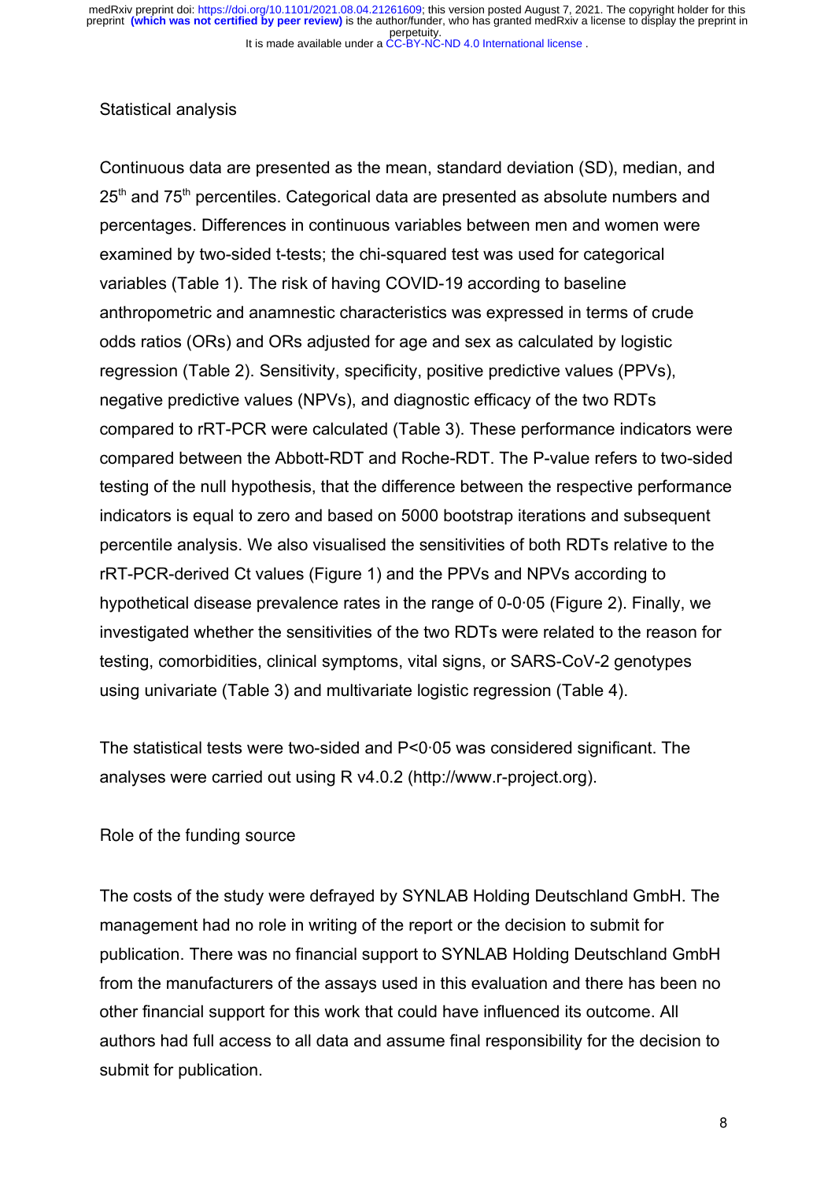## Statistical analysis

Continuous data are presented as the mean, standard deviation (SD), median, and 25th and 75th percentiles. Categorical data are presented as absolute numbers and percentages. Differences in continuous variables between men and women were examined by two-sided t-tests; the chi-squared test was used for categorical variables (Table 1). The risk of having COVID-19 according to baseline anthropometric and anamnestic characteristics was expressed in terms of crude odds ratios (ORs) and ORs adjusted for age and sex as calculated by logistic regression (Table 2). Sensitivity, specificity, positive predictive values (PPVs), negative predictive values (NPVs), and diagnostic efficacy of the two RDTs compared to rRT-PCR were calculated (Table 3). These performance indicators were compared between the Abbott-RDT and Roche-RDT. The P-value refers to two-sided testing of the null hypothesis, that the difference between the respective performance indicators is equal to zero and based on 5000 bootstrap iterations and subsequent percentile analysis. We also visualised the sensitivities of both RDTs relative to the rRT-PCR-derived Ct values (Figure 1) and the PPVs and NPVs according to hypothetical disease prevalence rates in the range of 0-0·05 (Figure 2). Finally, we investigated whether the sensitivities of the two RDTs were related to the reason for testing, comorbidities, clinical symptoms, vital signs, or SARS-CoV-2 genotypes using univariate (Table 3) and multivariate logistic regression (Table 4).

The statistical tests were two-sided and P<0·05 was considered significant. The analyses were carried out using R v4.0.2 (http://www.r-project.org).

## Role of the funding source

The costs of the study were defrayed by SYNLAB Holding Deutschland GmbH. The management had no role in writing of the report or the decision to submit for publication. There was no financial support to SYNLAB Holding Deutschland GmbH from the manufacturers of the assays used in this evaluation and there has been no other financial support for this work that could have influenced its outcome. All authors had full access to all data and assume final responsibility for the decision to submit for publication.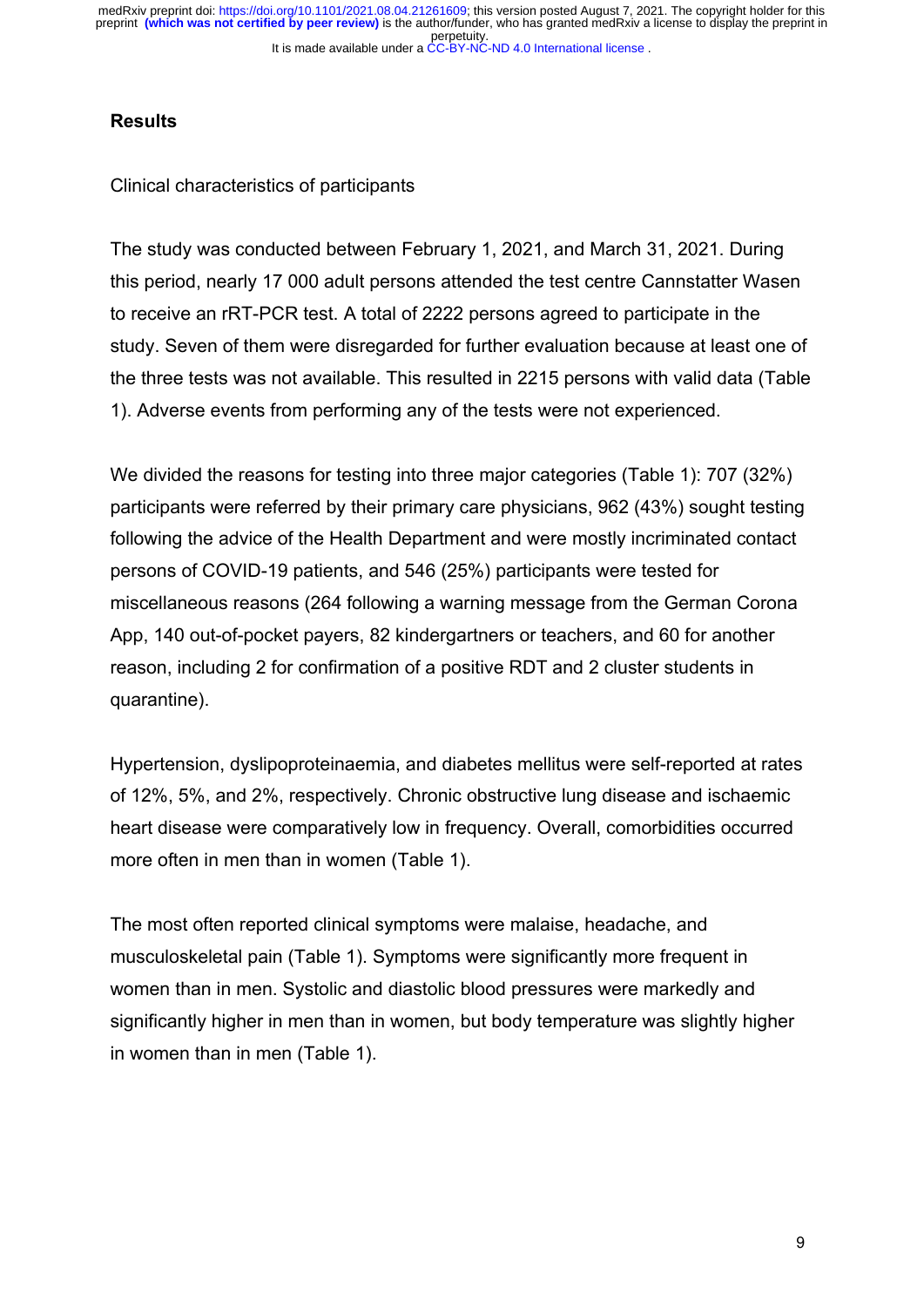## Results

Clinical characteristics of participants

The study was conducted between February 1, 2021, and March 31, 2021. During this period, nearly 17 000 adult persons attended the test centre Cannstatter Wasen to receive an rRT-PCR test. A total of 2222 persons agreed to participate in the study. Seven of them were disregarded for further evaluation because at least one of the three tests was not available. This resulted in 2215 persons with valid data (Table 1). Adverse events from performing any of the tests were not experienced.

We divided the reasons for testing into three major categories (Table 1): 707 (32%) participants were referred by their primary care physicians, 962 (43%) sought testing following the advice of the Health Department and were mostly incriminated contact persons of COVID-19 patients, and 546 (25%) participants were tested for miscellaneous reasons (264 following a warning message from the German Corona App, 140 out-of-pocket payers, 82 kindergartners or teachers, and 60 for another reason, including 2 for confirmation of a positive RDT and 2 cluster students in quarantine).

Hypertension, dyslipoproteinaemia, and diabetes mellitus were self-reported at rates of 12%, 5%, and 2%, respectively. Chronic obstructive lung disease and ischaemic heart disease were comparatively low in frequency. Overall, comorbidities occurred more often in men than in women (Table 1).

The most often reported clinical symptoms were malaise, headache, and musculoskeletal pain (Table 1). Symptoms were significantly more frequent in women than in men. Systolic and diastolic blood pressures were markedly and significantly higher in men than in women, but body temperature was slightly higher in women than in men (Table 1).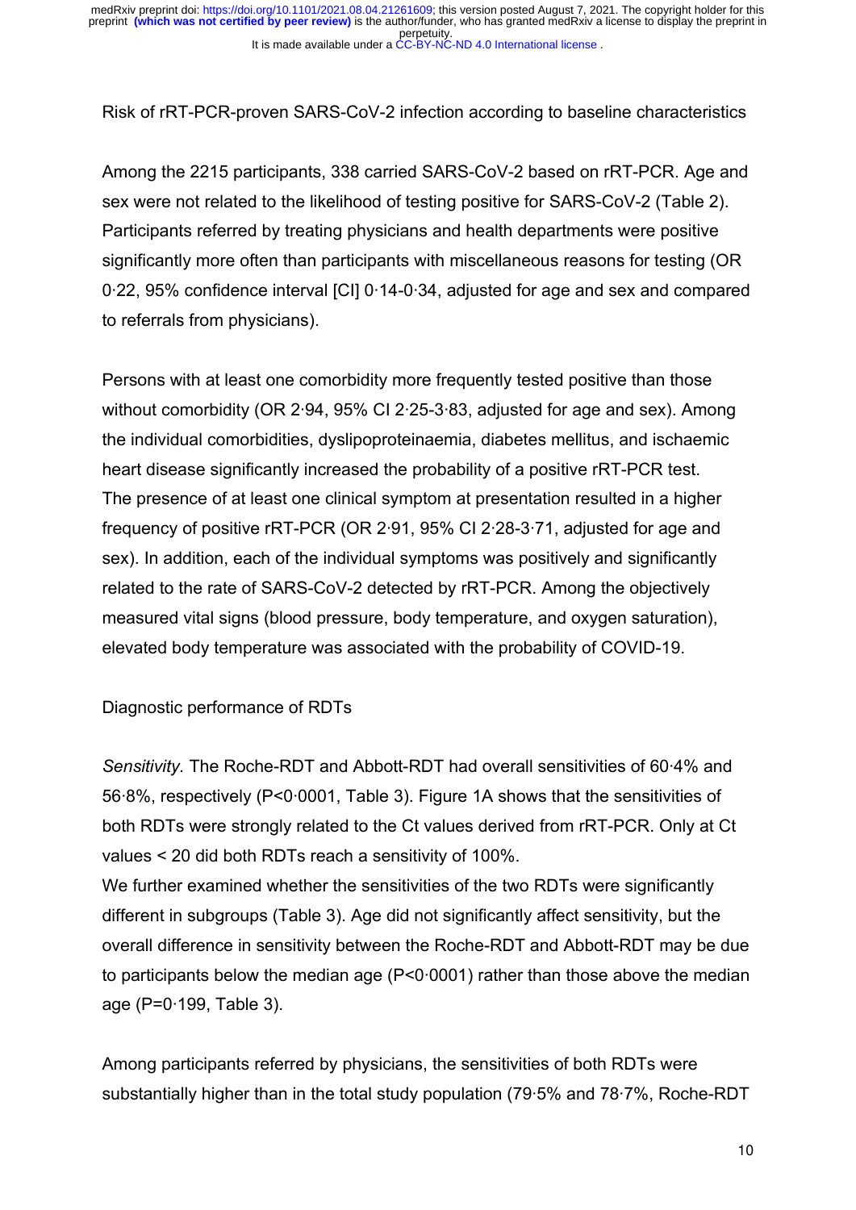Risk of rRT-PCR-proven SARS-CoV-2 infection according to baseline characteristics

Among the 2215 participants, 338 carried SARS-CoV-2 based on rRT-PCR. Age and sex were not related to the likelihood of testing positive for SARS-CoV-2 (Table 2). Participants referred by treating physicians and health departments were positive significantly more often than participants with miscellaneous reasons for testing (OR 0·22, 95% confidence interval [CI] 0·14-0·34, adjusted for age and sex and compared to referrals from physicians).

Persons with at least one comorbidity more frequently tested positive than those without comorbidity (OR 2·94, 95% CI 2·25-3·83, adjusted for age and sex). Among the individual comorbidities, dyslipoproteinaemia, diabetes mellitus, and ischaemic heart disease significantly increased the probability of a positive rRT-PCR test. The presence of at least one clinical symptom at presentation resulted in a higher frequency of positive rRT-PCR (OR 2·91, 95% CI 2·28-3·71, adjusted for age and sex). In addition, each of the individual symptoms was positively and significantly related to the rate of SARS-CoV-2 detected by rRT-PCR. Among the objectively measured vital signs (blood pressure, body temperature, and oxygen saturation), elevated body temperature was associated with the probability of COVID-19.

Diagnostic performance of RDTs

*Sensitivity.* The Roche-RDT and Abbott-RDT had overall sensitivities of 60·4% and 56·8%, respectively (P<0·0001, Table 3). Figure 1A shows that the sensitivities of both RDTs were strongly related to the Ct values derived from rRT-PCR. Only at Ct values < 20 did both RDTs reach a sensitivity of 100%.
We further examined whether the sensitivities of the two RDTs were significantly different in subgroups (Table 3). Age did not significantly affect sensitivity, but the overall difference in sensitivity between the Roche-RDT and Abbott-RDT may be due to participants below the median age (P<0·0001) rather than those above the median age (P=0·199, Table 3).

Among participants referred by physicians, the sensitivities of both RDTs were substantially higher than in the total study population (79·5% and 78·7%, Roche-RDT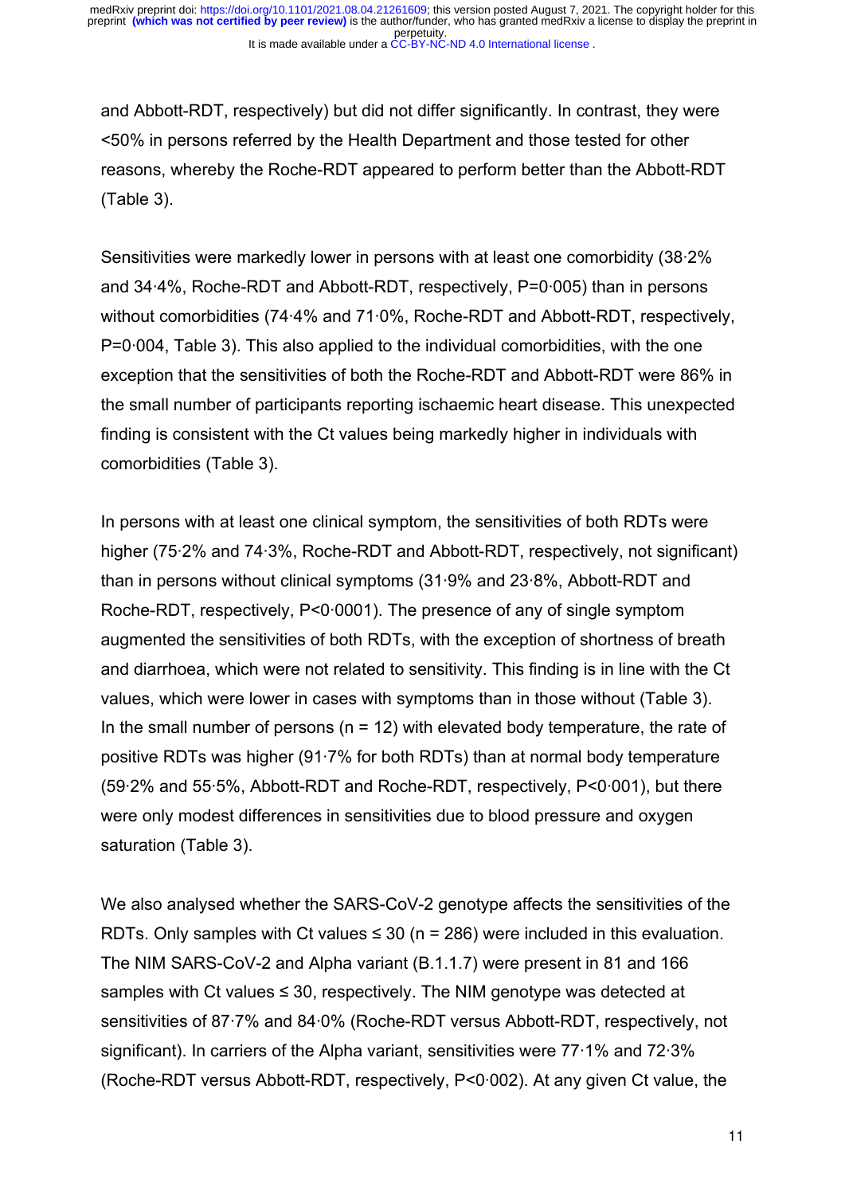and Abbott-RDT, respectively) but did not differ significantly. In contrast, they were <50% in persons referred by the Health Department and those tested for other reasons, whereby the Roche-RDT appeared to perform better than the Abbott-RDT (Table 3).

Sensitivities were markedly lower in persons with at least one comorbidity (38·2% and 34·4%, Roche-RDT and Abbott-RDT, respectively, P=0·005) than in persons without comorbidities (74·4% and 71·0%, Roche-RDT and Abbott-RDT, respectively, P=0·004, Table 3). This also applied to the individual comorbidities, with the one exception that the sensitivities of both the Roche-RDT and Abbott-RDT were 86% in the small number of participants reporting ischaemic heart disease. This unexpected finding is consistent with the Ct values being markedly higher in individuals with comorbidities (Table 3).

In persons with at least one clinical symptom, the sensitivities of both RDTs were higher (75·2% and 74·3%, Roche-RDT and Abbott-RDT, respectively, not significant) than in persons without clinical symptoms (31·9% and 23·8%, Abbott-RDT and Roche-RDT, respectively, P<0·0001). The presence of any of single symptom augmented the sensitivities of both RDTs, with the exception of shortness of breath and diarrhoea, which were not related to sensitivity. This finding is in line with the Ct values, which were lower in cases with symptoms than in those without (Table 3). In the small number of persons (n = 12) with elevated body temperature, the rate of positive RDTs was higher (91·7% for both RDTs) than at normal body temperature (59·2% and 55·5%, Abbott-RDT and Roche-RDT, respectively, P<0·001), but there were only modest differences in sensitivities due to blood pressure and oxygen saturation (Table 3).

We also analysed whether the SARS-CoV-2 genotype affects the sensitivities of the RDTs. Only samples with Ct values ≤ 30 (n = 286) were included in this evaluation. The NIM SARS-CoV-2 and Alpha variant (B.1.1.7) were present in 81 and 166 samples with Ct values ≤ 30, respectively. The NIM genotype was detected at sensitivities of 87·7% and 84·0% (Roche-RDT versus Abbott-RDT, respectively, not significant). In carriers of the Alpha variant, sensitivities were 77·1% and 72·3% (Roche-RDT versus Abbott-RDT, respectively, P<0·002). At any given Ct value, the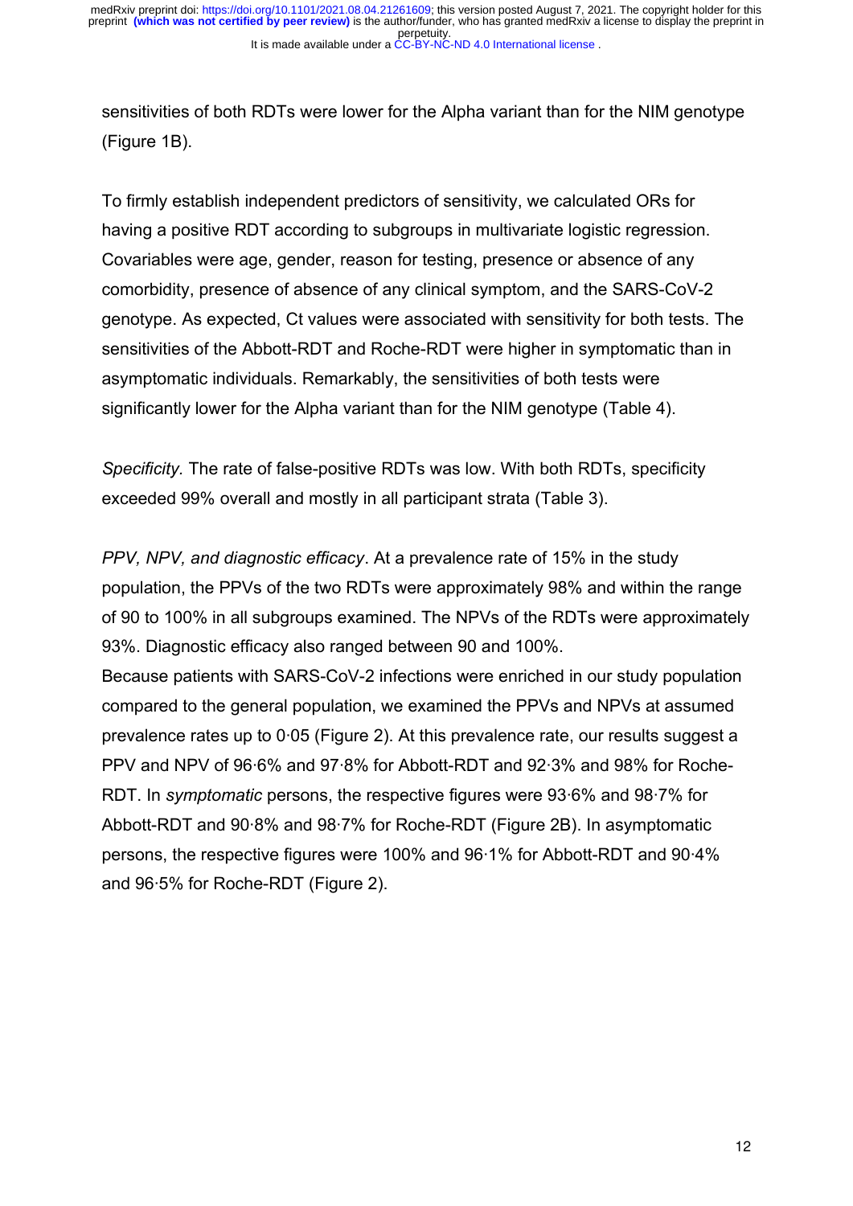sensitivities of both RDTs were lower for the Alpha variant than for the NIM genotype (Figure 1B).

To firmly establish independent predictors of sensitivity, we calculated ORs for having a positive RDT according to subgroups in multivariate logistic regression. Covariables were age, gender, reason for testing, presence or absence of any comorbidity, presence of absence of any clinical symptom, and the SARS-CoV-2 genotype. As expected, Ct values were associated with sensitivity for both tests. The sensitivities of the Abbott-RDT and Roche-RDT were higher in symptomatic than in asymptomatic individuals. Remarkably, the sensitivities of both tests were significantly lower for the Alpha variant than for the NIM genotype (Table 4).

*Specificity.* The rate of false-positive RDTs was low. With both RDTs, specificity exceeded 99% overall and mostly in all participant strata (Table 3).

*PPV, NPV, and diagnostic efficacy*. At a prevalence rate of 15% in the study population, the PPVs of the two RDTs were approximately 98% and within the range of 90 to 100% in all subgroups examined. The NPVs of the RDTs were approximately 93%. Diagnostic efficacy also ranged between 90 and 100%.

Because patients with SARS-CoV-2 infections were enriched in our study population compared to the general population, we examined the PPVs and NPVs at assumed prevalence rates up to 0·05 (Figure 2). At this prevalence rate, our results suggest a PPV and NPV of 96·6% and 97·8% for Abbott-RDT and 92·3% and 98% for Roche-RDT. In *symptomatic* persons, the respective figures were 93·6% and 98·7% for Abbott-RDT and 90·8% and 98·7% for Roche-RDT (Figure 2B). In asymptomatic persons, the respective figures were 100% and 96·1% for Abbott-RDT and 90·4% and 96·5% for Roche-RDT (Figure 2).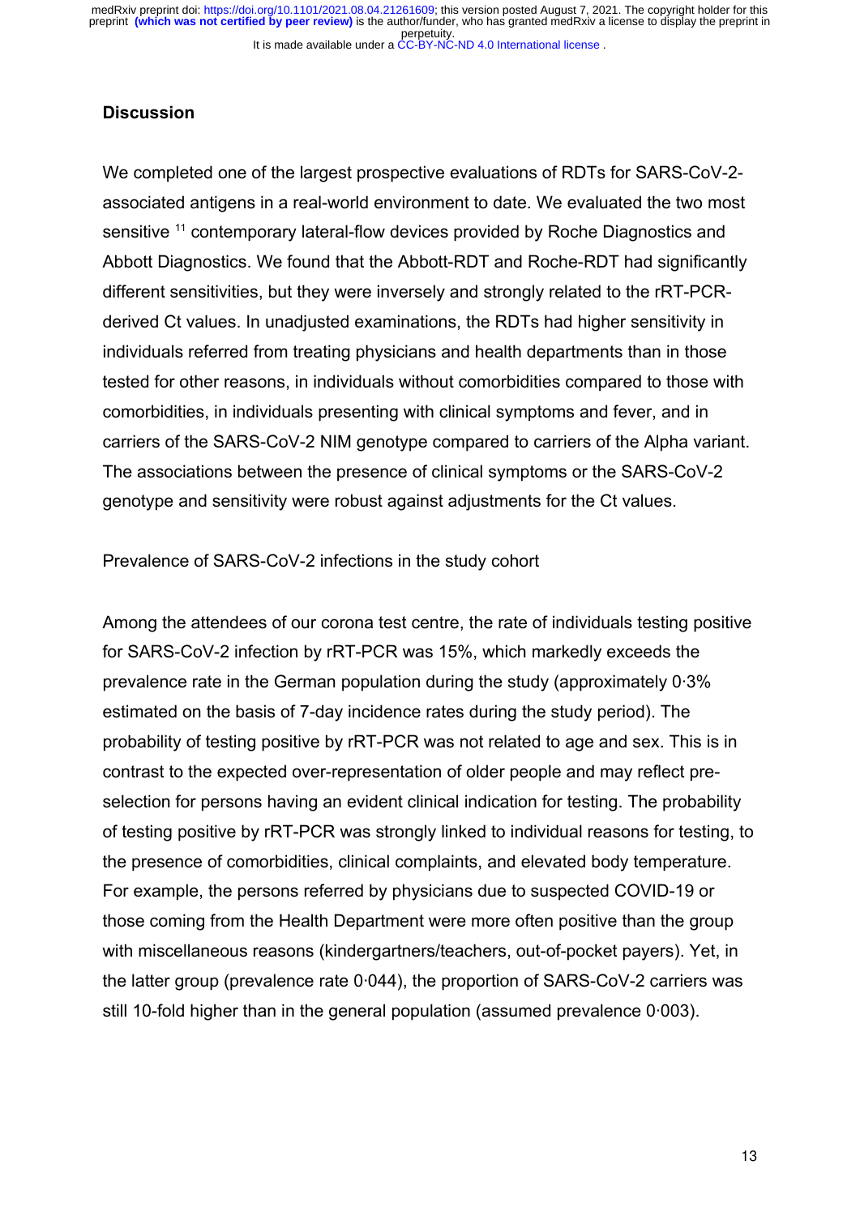## Discussion

We completed one of the largest prospective evaluations of RDTs for SARS-CoV-2-associated antigens in a real-world environment to date. We evaluated the two most sensitive [11] contemporary lateral-flow devices provided by Roche Diagnostics and Abbott Diagnostics. We found that the Abbott-RDT and Roche-RDT had significantly different sensitivities, but they were inversely and strongly related to the rRT-PCR-derived Ct values. In unadjusted examinations, the RDTs had higher sensitivity in individuals referred from treating physicians and health departments than in those tested for other reasons, in individuals without comorbidities compared to those with comorbidities, in individuals presenting with clinical symptoms and fever, and in carriers of the SARS-CoV-2 NIM genotype compared to carriers of the Alpha variant. The associations between the presence of clinical symptoms or the SARS-CoV-2 genotype and sensitivity were robust against adjustments for the Ct values.

Prevalence of SARS-CoV-2 infections in the study cohort

Among the attendees of our corona test centre, the rate of individuals testing positive for SARS-CoV-2 infection by rRT-PCR was 15%, which markedly exceeds the prevalence rate in the German population during the study (approximately 0·3% estimated on the basis of 7-day incidence rates during the study period). The probability of testing positive by rRT-PCR was not related to age and sex. This is in contrast to the expected over-representation of older people and may reflect pre-selection for persons having an evident clinical indication for testing. The probability of testing positive by rRT-PCR was strongly linked to individual reasons for testing, to the presence of comorbidities, clinical complaints, and elevated body temperature. For example, the persons referred by physicians due to suspected COVID-19 or those coming from the Health Department were more often positive than the group with miscellaneous reasons (kindergartners/teachers, out-of-pocket payers). Yet, in the latter group (prevalence rate 0·044), the proportion of SARS-CoV-2 carriers was still 10-fold higher than in the general population (assumed prevalence 0·003).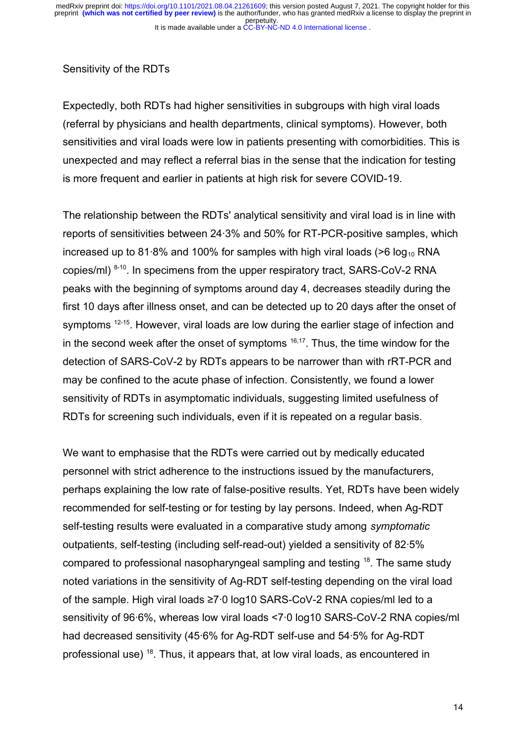Sensitivity of the RDTs

Expectedly, both RDTs had higher sensitivities in subgroups with high viral loads (referral by physicians and health departments, clinical symptoms). However, both sensitivities and viral loads were low in patients presenting with comorbidities. This is unexpected and may reflect a referral bias in the sense that the indication for testing is more frequent and earlier in patients at high risk for severe COVID-19.

The relationship between the RDTs' analytical sensitivity and viral load is in line with reports of sensitivities between 24·3% and 50% for RT-PCR-positive samples, which increased up to 81·8% and 100% for samples with high viral loads (>6 $\log_{10}$ RNA copies/ml) [8-10]. In specimens from the upper respiratory tract, SARS-CoV-2 RNA peaks with the beginning of symptoms around day 4, decreases steadily during the first 10 days after illness onset, and can be detected up to 20 days after the onset of symptoms [12-15]. However, viral loads are low during the earlier stage of infection and in the second week after the onset of symptoms [16,17]. Thus, the time window for the detection of SARS-CoV-2 by RDTs appears to be narrower than with rRT-PCR and may be confined to the acute phase of infection. Consistently, we found a lower sensitivity of RDTs in asymptomatic individuals, suggesting limited usefulness of RDTs for screening such individuals, even if it is repeated on a regular basis.

We want to emphasise that the RDTs were carried out by medically educated personnel with strict adherence to the instructions issued by the manufacturers, perhaps explaining the low rate of false-positive results. Yet, RDTs have been widely recommended for self-testing or for testing by lay persons. Indeed, when Ag-RDT self-testing results were evaluated in a comparative study among *symptomatic* outpatients, self-testing (including self-read-out) yielded a sensitivity of 82·5% compared to professional nasopharyngeal sampling and testing [18]. The same study noted variations in the sensitivity of Ag-RDT self-testing depending on the viral load of the sample. High viral loads ≥7·0 log10 SARS-CoV-2 RNA copies/ml led to a sensitivity of 96·6%, whereas low viral loads <7·0 log10 SARS-CoV-2 RNA copies/ml had decreased sensitivity (45·6% for Ag-RDT self-use and 54·5% for Ag-RDT professional use) [18]. Thus, it appears that, at low viral loads, as encountered in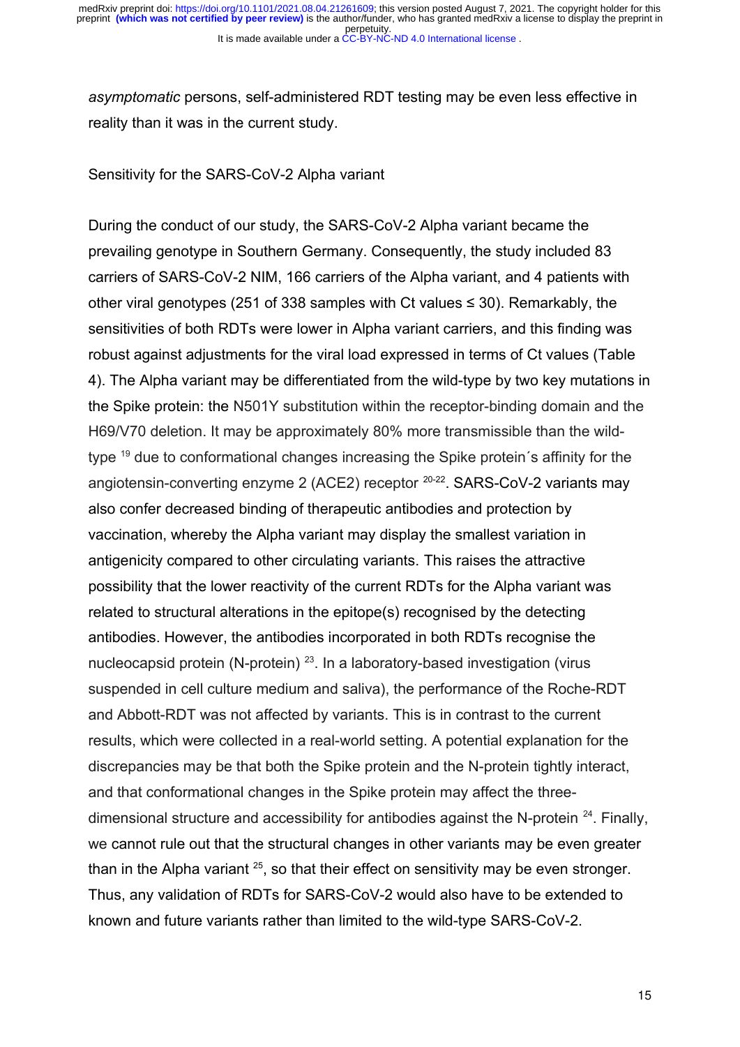*asymptomatic* persons, self-administered RDT testing may be even less effective in reality than it was in the current study.

Sensitivity for the SARS-CoV-2 Alpha variant

During the conduct of our study, the SARS-CoV-2 Alpha variant became the prevailing genotype in Southern Germany. Consequently, the study included 83 carriers of SARS-CoV-2 NIM, 166 carriers of the Alpha variant, and 4 patients with other viral genotypes (251 of 338 samples with Ct values ≤ 30). Remarkably, the sensitivities of both RDTs were lower in Alpha variant carriers, and this finding was robust against adjustments for the viral load expressed in terms of Ct values (Table 4). The Alpha variant may be differentiated from the wild-type by two key mutations in the Spike protein: the N501Y substitution within the receptor-binding domain and the H69/V70 deletion. It may be approximately 80% more transmissible than the wild-type [19] due to conformational changes increasing the Spike protein´s affinity for the angiotensin-converting enzyme 2 (ACE2) receptor [20-22]. SARS-CoV-2 variants may also confer decreased binding of therapeutic antibodies and protection by vaccination, whereby the Alpha variant may display the smallest variation in antigenicity compared to other circulating variants. This raises the attractive possibility that the lower reactivity of the current RDTs for the Alpha variant was related to structural alterations in the epitope(s) recognised by the detecting antibodies. However, the antibodies incorporated in both RDTs recognise the nucleocapsid protein (N-protein) [23]. In a laboratory-based investigation (virus suspended in cell culture medium and saliva), the performance of the Roche-RDT and Abbott-RDT was not affected by variants. This is in contrast to the current results, which were collected in a real-world setting. A potential explanation for the discrepancies may be that both the Spike protein and the N-protein tightly interact, and that conformational changes in the Spike protein may affect the three-dimensional structure and accessibility for antibodies against the N-protein [24]. Finally, we cannot rule out that the structural changes in other variants may be even greater than in the Alpha variant [25], so that their effect on sensitivity may be even stronger. Thus, any validation of RDTs for SARS-CoV-2 would also have to be extended to known and future variants rather than limited to the wild-type SARS-CoV-2.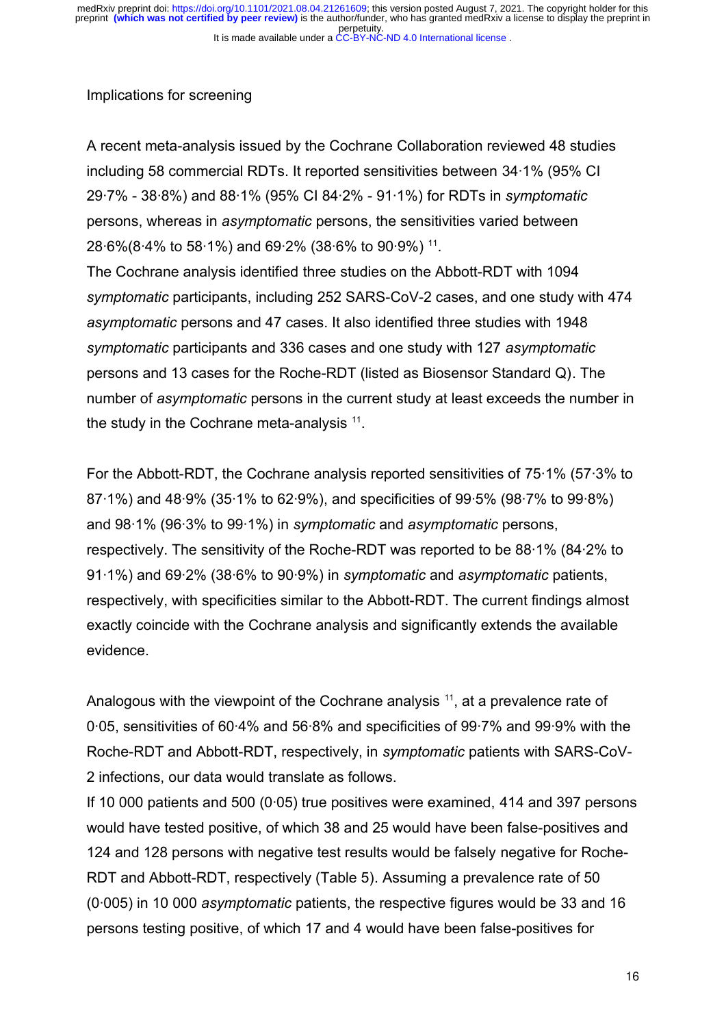Implications for screening

A recent meta-analysis issued by the Cochrane Collaboration reviewed 48 studies including 58 commercial RDTs. It reported sensitivities between 34·1% (95% CI 29·7% - 38·8%) and 88·1% (95% CI 84·2% - 91·1%) for RDTs in *symptomatic* persons, whereas in *asymptomatic* persons, the sensitivities varied between 28·6%(8·4% to 58·1%) and 69·2% (38·6% to 90·9%) [11].

The Cochrane analysis identified three studies on the Abbott-RDT with 1094 *symptomatic* participants, including 252 SARS-CoV-2 cases, and one study with 474 *asymptomatic* persons and 47 cases. It also identified three studies with 1948 *symptomatic* participants and 336 cases and one study with 127 *asymptomatic* persons and 13 cases for the Roche-RDT (listed as Biosensor Standard Q). The number of *asymptomatic* persons in the current study at least exceeds the number in the study in the Cochrane meta-analysis [11].

For the Abbott-RDT, the Cochrane analysis reported sensitivities of 75·1% (57·3% to 87·1%) and 48·9% (35·1% to 62·9%), and specificities of 99·5% (98·7% to 99·8%) and 98·1% (96·3% to 99·1%) in *symptomatic* and *asymptomatic* persons, respectively. The sensitivity of the Roche-RDT was reported to be 88·1% (84·2% to 91·1%) and 69·2% (38·6% to 90·9%) in *symptomatic* and *asymptomatic* patients, respectively, with specificities similar to the Abbott-RDT. The current findings almost exactly coincide with the Cochrane analysis and significantly extends the available evidence.

Analogous with the viewpoint of the Cochrane analysis [11], at a prevalence rate of 0·05, sensitivities of 60·4% and 56·8% and specificities of 99·7% and 99·9% with the Roche-RDT and Abbott-RDT, respectively, in *symptomatic* patients with SARS-CoV-2 infections, our data would translate as follows.

If 10 000 patients and 500 (0·05) true positives were examined, 414 and 397 persons would have tested positive, of which 38 and 25 would have been false-positives and 124 and 128 persons with negative test results would be falsely negative for Roche-RDT and Abbott-RDT, respectively (Table 5). Assuming a prevalence rate of 50 (0·005) in 10 000 *asymptomatic* patients, the respective figures would be 33 and 16 persons testing positive, of which 17 and 4 would have been false-positives for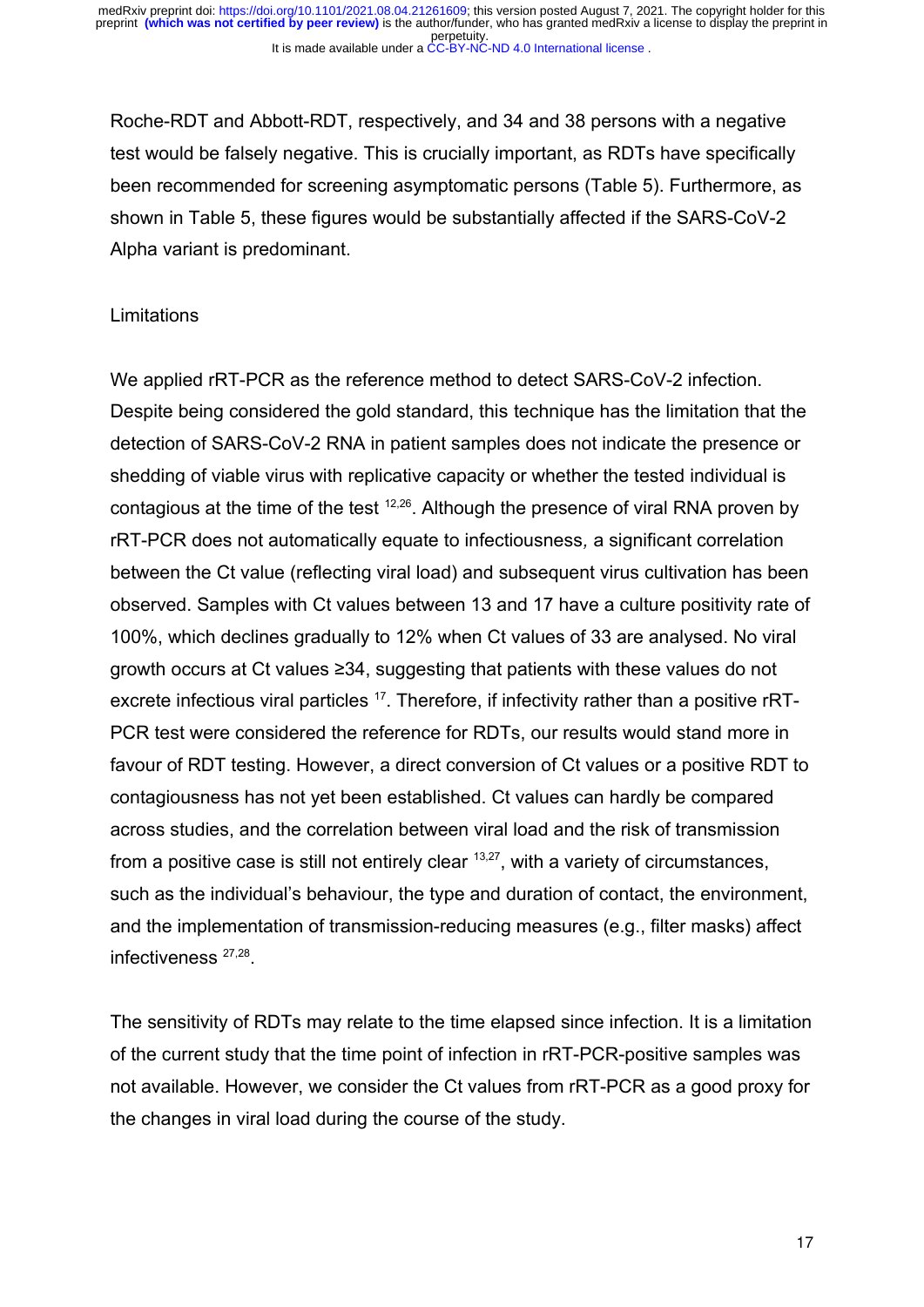Roche-RDT and Abbott-RDT, respectively, and 34 and 38 persons with a negative test would be falsely negative. This is crucially important, as RDTs have specifically been recommended for screening asymptomatic persons (Table 5). Furthermore, as shown in Table 5, these figures would be substantially affected if the SARS-CoV-2 Alpha variant is predominant.

## Limitations

We applied rRT-PCR as the reference method to detect SARS-CoV-2 infection. Despite being considered the gold standard, this technique has the limitation that the detection of SARS-CoV-2 RNA in patient samples does not indicate the presence or shedding of viable virus with replicative capacity or whether the tested individual is contagious at the time of the test [12,26]. Although the presence of viral RNA proven by rRT-PCR does not automatically equate to infectiousness*,* a significant correlation between the Ct value (reflecting viral load) and subsequent virus cultivation has been observed. Samples with Ct values between 13 and 17 have a culture positivity rate of 100%, which declines gradually to 12% when Ct values of 33 are analysed. No viral growth occurs at Ct values ≥34, suggesting that patients with these values do not excrete infectious viral particles [17]. Therefore, if infectivity rather than a positive rRT-PCR test were considered the reference for RDTs, our results would stand more in favour of RDT testing. However, a direct conversion of Ct values or a positive RDT to contagiousness has not yet been established. Ct values can hardly be compared across studies, and the correlation between viral load and the risk of transmission from a positive case is still not entirely clear [13,27], with a variety of circumstances, such as the individual's behaviour, the type and duration of contact, the environment, and the implementation of transmission-reducing measures (e.g., filter masks) affect infectiveness [27,28].

The sensitivity of RDTs may relate to the time elapsed since infection. It is a limitation of the current study that the time point of infection in rRT-PCR-positive samples was not available. However, we consider the Ct values from rRT-PCR as a good proxy for the changes in viral load during the course of the study.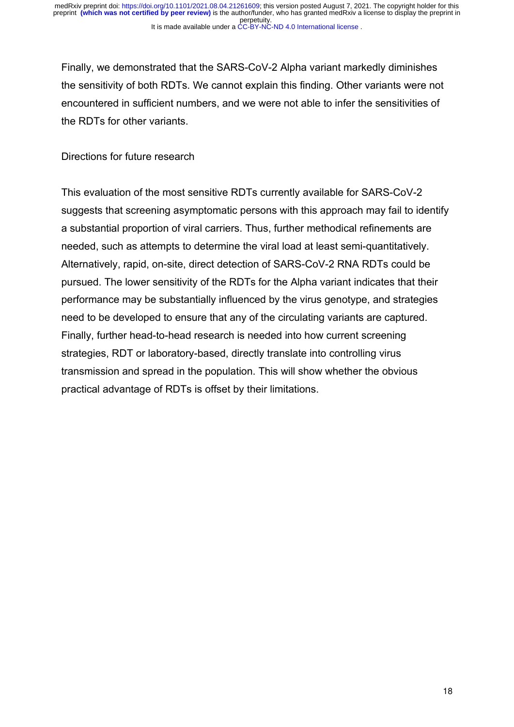Finally, we demonstrated that the SARS-CoV-2 Alpha variant markedly diminishes the sensitivity of both RDTs. We cannot explain this finding. Other variants were not encountered in sufficient numbers, and we were not able to infer the sensitivities of the RDTs for other variants.

### Directions for future research

This evaluation of the most sensitive RDTs currently available for SARS-CoV-2 suggests that screening asymptomatic persons with this approach may fail to identify a substantial proportion of viral carriers. Thus, further methodical refinements are needed, such as attempts to determine the viral load at least semi-quantitatively. Alternatively, rapid, on-site, direct detection of SARS-CoV-2 RNA RDTs could be pursued. The lower sensitivity of the RDTs for the Alpha variant indicates that their performance may be substantially influenced by the virus genotype, and strategies need to be developed to ensure that any of the circulating variants are captured. Finally, further head-to-head research is needed into how current screening strategies, RDT or laboratory-based, directly translate into controlling virus transmission and spread in the population. This will show whether the obvious practical advantage of RDTs is offset by their limitations.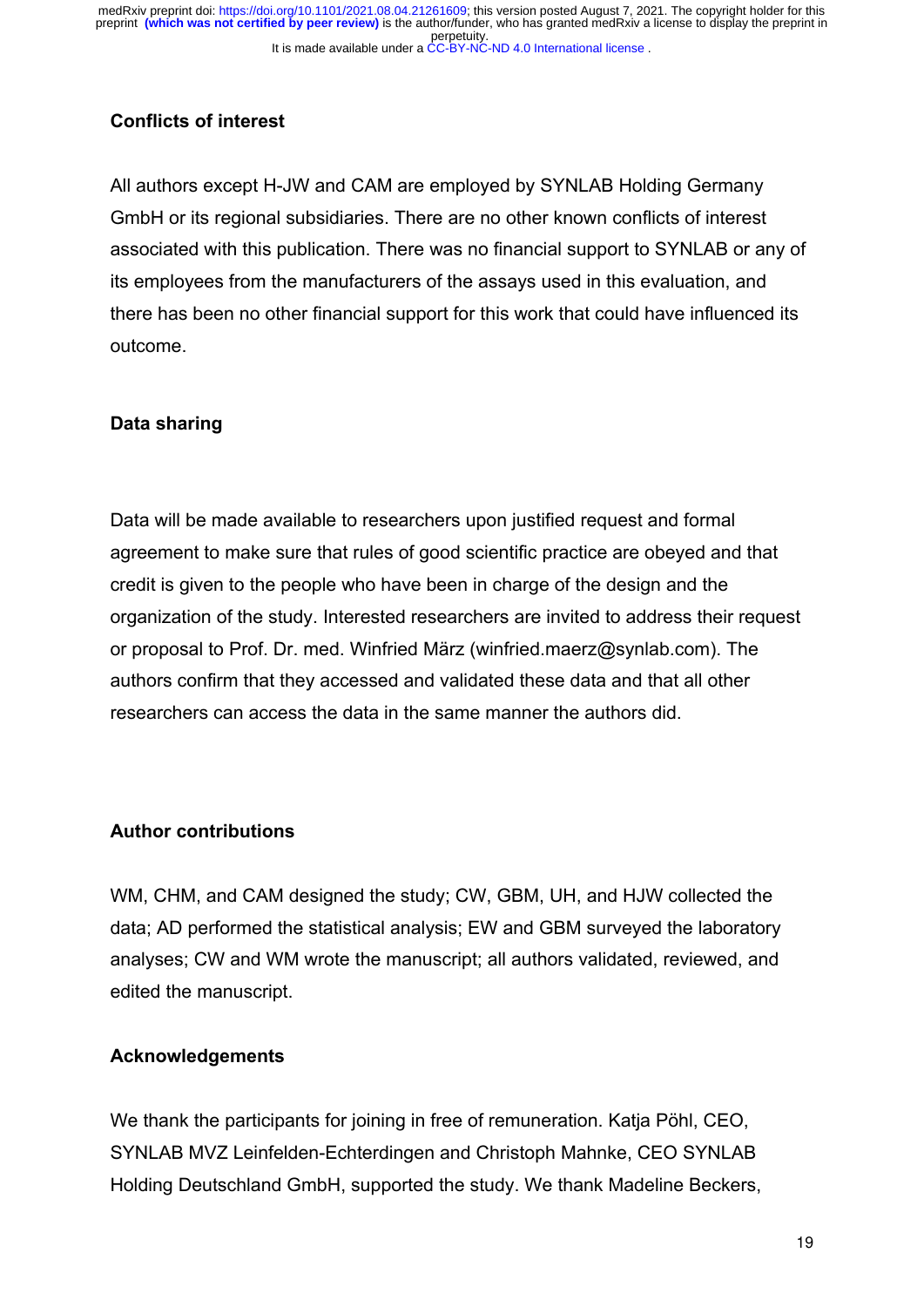**Conflicts of interest**

All authors except H-JW and CAM are employed by SYNLAB Holding Germany GmbH or its regional subsidiaries. There are no other known conflicts of interest associated with this publication. There was no financial support to SYNLAB or any of its employees from the manufacturers of the assays used in this evaluation, and there has been no other financial support for this work that could have influenced its outcome.

**Data sharing**

Data will be made available to researchers upon justified request and formal agreement to make sure that rules of good scientific practice are obeyed and that credit is given to the people who have been in charge of the design and the organization of the study. Interested researchers are invited to address their request or proposal to Prof. Dr. med. Winfried März (winfried.maerz@synlab.com). The authors confirm that they accessed and validated these data and that all other researchers can access the data in the same manner the authors did.

**Author contributions**

WM, CHM, and CAM designed the study; CW, GBM, UH, and HJW collected the data; AD performed the statistical analysis; EW and GBM surveyed the laboratory analyses; CW and WM wrote the manuscript; all authors validated, reviewed, and edited the manuscript.

**Acknowledgements**

We thank the participants for joining in free of remuneration. Katja Pöhl, CEO, SYNLAB MVZ Leinfelden-Echterdingen and Christoph Mahnke, CEO SYNLAB Holding Deutschland GmbH, supported the study. We thank Madeline Beckers,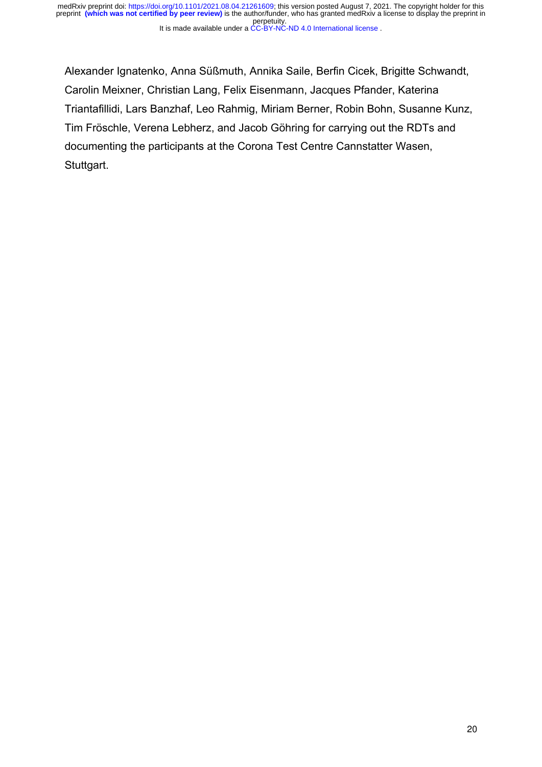Alexander Ignatenko, Anna Süßmuth, Annika Saile, Berfin Cicek, Brigitte Schwandt, Carolin Meixner, Christian Lang, Felix Eisenmann, Jacques Pfander, Katerina Triantafillidi, Lars Banzhaf, Leo Rahmig, Miriam Berner, Robin Bohn, Susanne Kunz, Tim Fröschle, Verena Lebherz, and Jacob Göhring for carrying out the RDTs and documenting the participants at the Corona Test Centre Cannstatter Wasen, Stuttgart.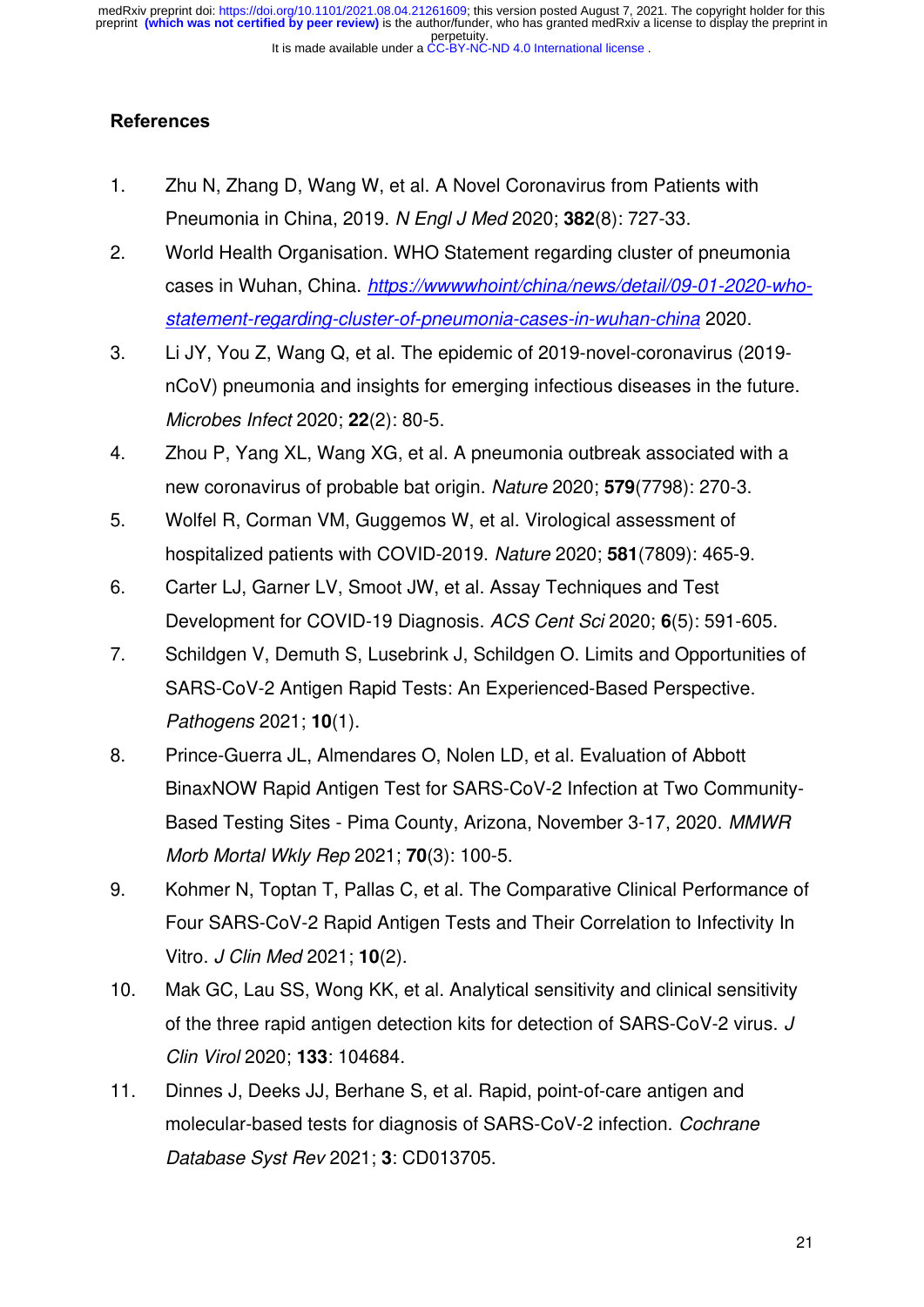## References

1. Zhu N, Zhang D, Wang W, et al. A Novel Coronavirus from Patients with Pneumonia in China, 2019. *N Engl J Med* 2020; **382**(8): 727-33.
2. World Health Organisation. WHO Statement regarding cluster of pneumonia cases in Wuhan, China. [https://wwwwhoint/china/news/detail/09-01-2020-who-statement-regarding-cluster-of-pneumonia-cases-in-wuhan-china](https://wwwwhoint/china/news/detail/09-01-2020-who-statement-regarding-cluster-of-pneumonia-cases-in-wuhan-china) 2020.
3. Li JY, You Z, Wang Q, et al. The epidemic of 2019-novel-coronavirus (2019-nCoV) pneumonia and insights for emerging infectious diseases in the future. *Microbes Infect* 2020; **22**(2): 80-5.
4. Zhou P, Yang XL, Wang XG, et al. A pneumonia outbreak associated with a new coronavirus of probable bat origin. *Nature* 2020; **579**(7798): 270-3.
5. Wolfel R, Corman VM, Guggemos W, et al. Virological assessment of hospitalized patients with COVID-2019. *Nature* 2020; **581**(7809): 465-9.
6. Carter LJ, Garner LV, Smoot JW, et al. Assay Techniques and Test Development for COVID-19 Diagnosis. *ACS Cent Sci* 2020; **6**(5): 591-605.
7. Schildgen V, Demuth S, Lusebrink J, Schildgen O. Limits and Opportunities of SARS-CoV-2 Antigen Rapid Tests: An Experienced-Based Perspective. *Pathogens* 2021; **10**(1).
8. Prince-Guerra JL, Almendares O, Nolen LD, et al. Evaluation of Abbott BinaxNOW Rapid Antigen Test for SARS-CoV-2 Infection at Two Community-Based Testing Sites - Pima County, Arizona, November 3-17, 2020. *MMWR Morb Mortal Wkly Rep* 2021; **70**(3): 100-5.
9. Kohmer N, Toptan T, Pallas C, et al. The Comparative Clinical Performance of Four SARS-CoV-2 Rapid Antigen Tests and Their Correlation to Infectivity In Vitro. *J Clin Med* 2021; **10**(2).
10. Mak GC, Lau SS, Wong KK, et al. Analytical sensitivity and clinical sensitivity of the three rapid antigen detection kits for detection of SARS-CoV-2 virus. *J Clin Virol* 2020; **133**: 104684.
11. Dinnes J, Deeks JJ, Berhane S, et al. Rapid, point-of-care antigen and molecular-based tests for diagnosis of SARS-CoV-2 infection. *Cochrane Database Syst Rev* 2021; **3**: CD013705.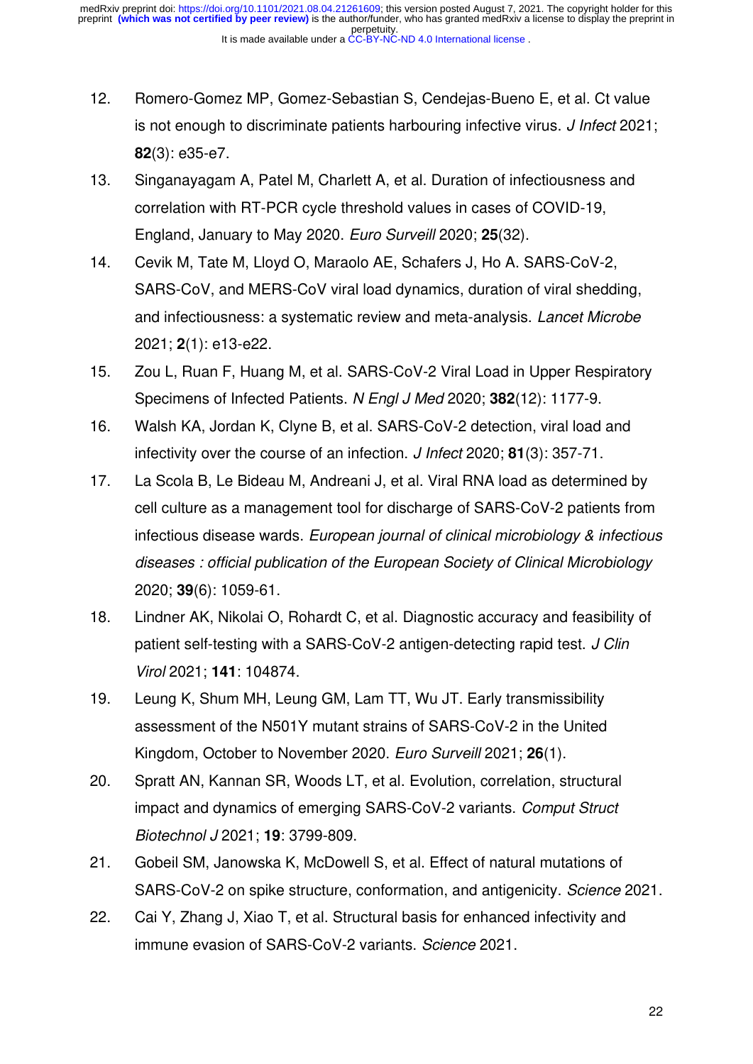12. Romero-Gomez MP, Gomez-Sebastian S, Cendejas-Bueno E, et al. Ct value is not enough to discriminate patients harbouring infective virus. *J Infect* 2021; **82**(3): e35-e7.
13. Singanayagam A, Patel M, Charlett A, et al. Duration of infectiousness and correlation with RT-PCR cycle threshold values in cases of COVID-19, England, January to May 2020. *Euro Surveill* 2020; **25**(32).
14. Cevik M, Tate M, Lloyd O, Maraolo AE, Schafers J, Ho A. SARS-CoV-2, SARS-CoV, and MERS-CoV viral load dynamics, duration of viral shedding, and infectiousness: a systematic review and meta-analysis. *Lancet Microbe* 2021; **2**(1): e13-e22.
15. Zou L, Ruan F, Huang M, et al. SARS-CoV-2 Viral Load in Upper Respiratory Specimens of Infected Patients. *N Engl J Med* 2020; **382**(12): 1177-9.
16. Walsh KA, Jordan K, Clyne B, et al. SARS-CoV-2 detection, viral load and infectivity over the course of an infection. *J Infect* 2020; **81**(3): 357-71.
17. La Scola B, Le Bideau M, Andreani J, et al. Viral RNA load as determined by cell culture as a management tool for discharge of SARS-CoV-2 patients from infectious disease wards. *European journal of clinical microbiology & infectious diseases : official publication of the European Society of Clinical Microbiology* 2020; **39**(6): 1059-61.
18. Lindner AK, Nikolai O, Rohardt C, et al. Diagnostic accuracy and feasibility of patient self-testing with a SARS-CoV-2 antigen-detecting rapid test. *J Clin Virol* 2021; **141**: 104874.
19. Leung K, Shum MH, Leung GM, Lam TT, Wu JT. Early transmissibility assessment of the N501Y mutant strains of SARS-CoV-2 in the United Kingdom, October to November 2020. *Euro Surveill* 2021; **26**(1).
20. Spratt AN, Kannan SR, Woods LT, et al. Evolution, correlation, structural impact and dynamics of emerging SARS-CoV-2 variants. *Comput Struct Biotechnol J* 2021; **19**: 3799-809.
21. Gobeil SM, Janowska K, McDowell S, et al. Effect of natural mutations of SARS-CoV-2 on spike structure, conformation, and antigenicity. *Science* 2021.
22. Cai Y, Zhang J, Xiao T, et al. Structural basis for enhanced infectivity and immune evasion of SARS-CoV-2 variants. *Science* 2021.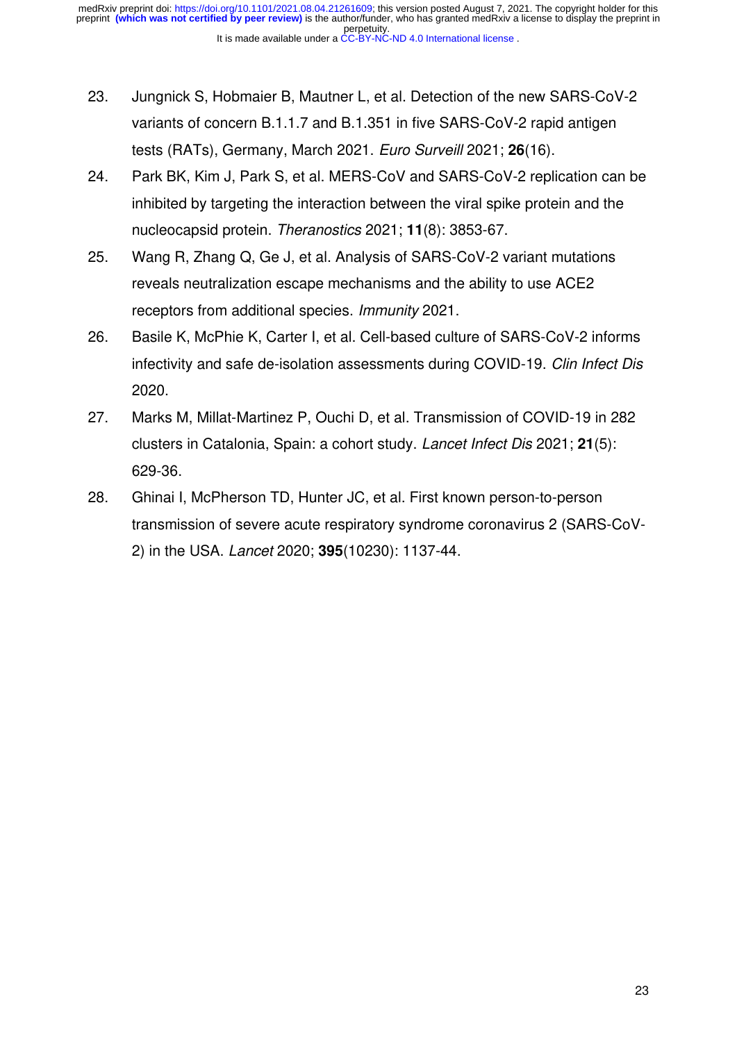23. Jungnick S, Hobmaier B, Mautner L, et al. Detection of the new SARS-CoV-2 variants of concern B.1.1.7 and B.1.351 in five SARS-CoV-2 rapid antigen tests (RATs), Germany, March 2021. *Euro Surveill* 2021; **26**(16).
24. Park BK, Kim J, Park S, et al. MERS-CoV and SARS-CoV-2 replication can be inhibited by targeting the interaction between the viral spike protein and the nucleocapsid protein. *Theranostics* 2021; **11**(8): 3853-67.
25. Wang R, Zhang Q, Ge J, et al. Analysis of SARS-CoV-2 variant mutations reveals neutralization escape mechanisms and the ability to use ACE2 receptors from additional species. *Immunity* 2021.
26. Basile K, McPhie K, Carter I, et al. Cell-based culture of SARS-CoV-2 informs infectivity and safe de-isolation assessments during COVID-19. *Clin Infect Dis* 2020.
27. Marks M, Millat-Martinez P, Ouchi D, et al. Transmission of COVID-19 in 282 clusters in Catalonia, Spain: a cohort study. *Lancet Infect Dis* 2021; **21**(5): 629-36.
28. Ghinai I, McPherson TD, Hunter JC, et al. First known person-to-person transmission of severe acute respiratory syndrome coronavirus 2 (SARS-CoV-2) in the USA. *Lancet* 2020; **395**(10230): 1137-44.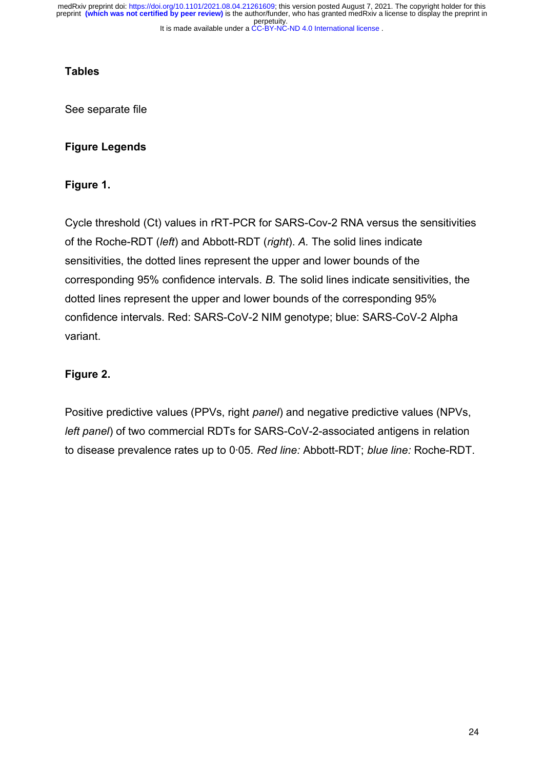**Tables**

See separate file

**Figure Legends**

**Figure 1.**

Cycle threshold (Ct) values in rRT-PCR for SARS-Cov-2 RNA versus the sensitivities of the Roche-RDT (*left*) and Abbott-RDT (*right*). *A.* The solid lines indicate sensitivities, the dotted lines represent the upper and lower bounds of the corresponding 95% confidence intervals. *B.* The solid lines indicate sensitivities, the dotted lines represent the upper and lower bounds of the corresponding 95% confidence intervals. Red: SARS-CoV-2 NIM genotype; blue: SARS-CoV-2 Alpha variant.

**Figure 2.**

Positive predictive values (PPVs, right *panel*) and negative predictive values (NPVs, *left panel*) of two commercial RDTs for SARS-CoV-2-associated antigens in relation to disease prevalence rates up to 0·05. *Red line:* Abbott-RDT; *blue line:* Roche-RDT.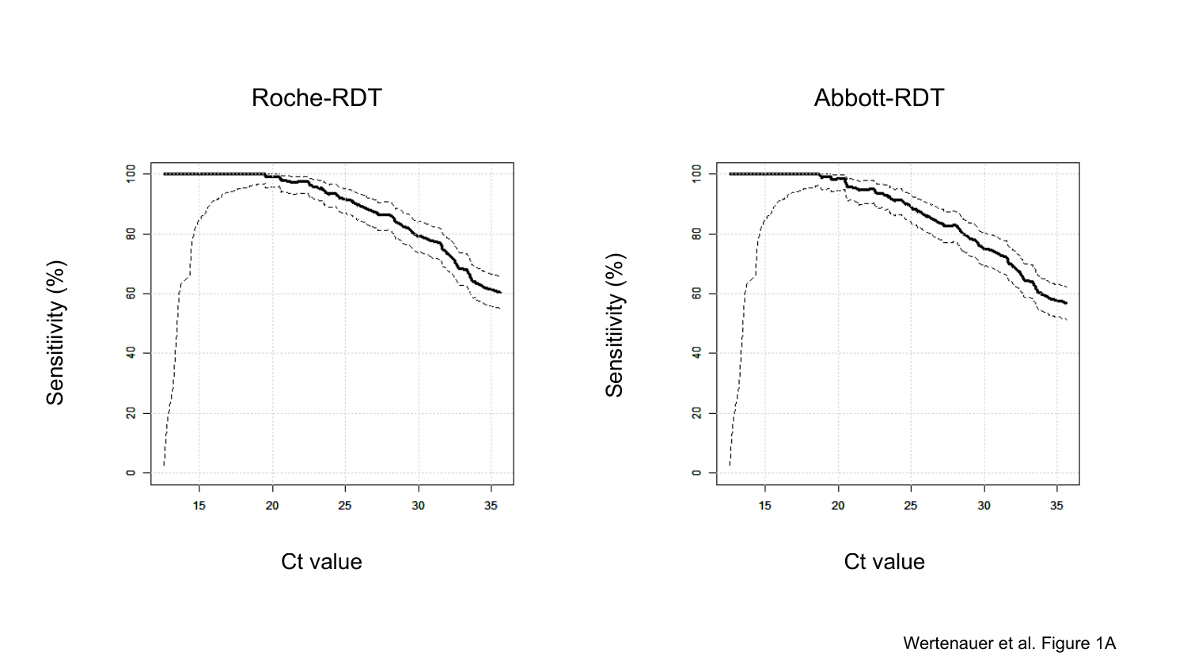Roche-RDT

Abbott-RDT

Sensitiivity (%)

Ct value

Wertenauer et al. Figure 1A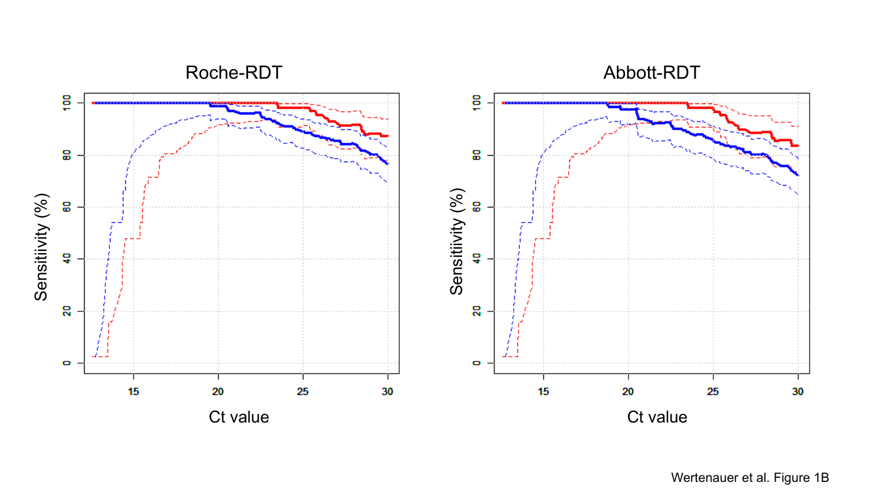## Roche-RDT

## Abbott-RDT

Sensitiivity (%)

Ct value

Wertenauer et al. Figure 1B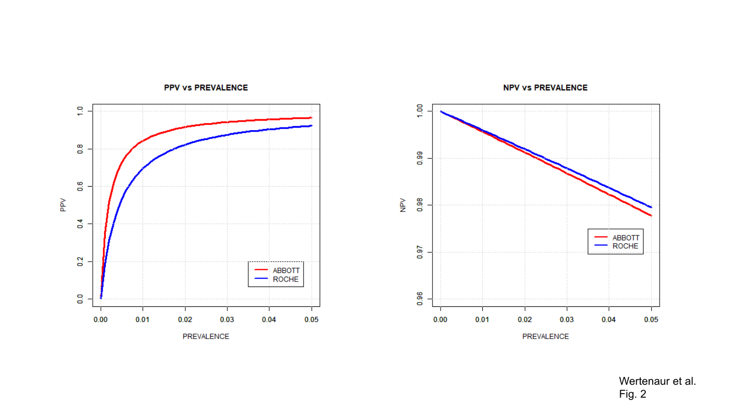Wertenaur et al.
Fig. 2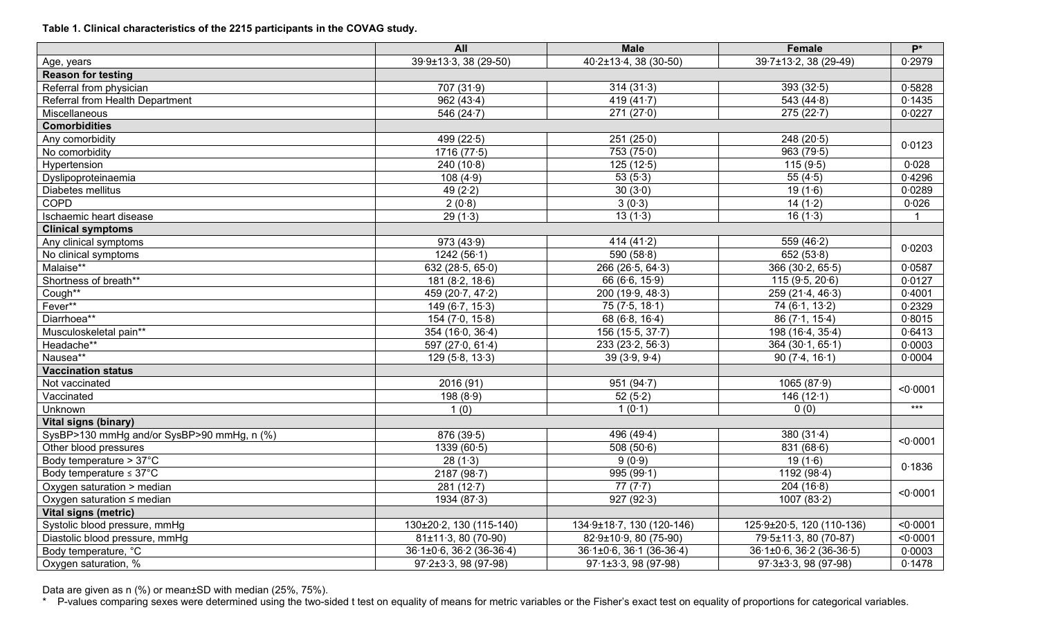**Table 1. Clinical characteristics of the 2215 participants in the COVAG study.**

| | All | Male | Female | P* |
|---|---|---|---|---|
| Age, years | 39·9±13·3, 38 (29-50) | 40·2±13·4, 38 (30-50) | 39·7±13·2, 38 (29-49) | 0·2979 |
| **Reason for testing** | | | | |
| Referral from physician | 707 (31·9) | 314 (31·3) | 393 (32·5) | 0·5828 |
| Referral from Health Department | 962 (43·4) | 419 (41·7) | 543 (44·8) | 0·1435 |
| Miscellaneous | 546 (24·7) | 271 (27·0) | 275 (22·7) | 0·0227 |
| **Comorbidities** | | | | |
| Any comorbidity | 499 (22·5) | 251 (25·0) | 248 (20·5) | 0·0123 |
| No comorbidity | 1716 (77·5) | 753 (75·0) | 963 (79·5) | |
| Hypertension | 240 (10·8) | 125 (12·5) | 115 (9·5) | 0·028 |
| Dyslipoproteinaemia | 108 (4·9) | 53 (5·3) | 55 (4·5) | 0·4296 |
| Diabetes mellitus | 49 (2·2) | 30 (3·0) | 19 (1·6) | 0·0289 |
| COPD | 2 (0·8) | 3 (0·3) | 14 (1·2) | 0·026 |
| Ischaemic heart disease | 29 (1·3) | 13 (1·3) | 16 (1·3) | 1 |
| **Clinical symptoms** | | | | |
| Any clinical symptoms | 973 (43·9) | 414 (41·2) | 559 (46·2) | 0·0203 |
| No clinical symptoms | 1242 (56·1) | 590 (58·8) | 652 (53·8) | |
| Malaise** | 632 (28·5, 65·0) | 266 (26·5, 64·3) | 366 (30·2, 65·5) | 0·0587 |
| Shortness of breath** | 181 (8·2, 18·6) | 66 (6·6, 15·9) | 115 (9·5, 20·6) | 0·0127 |
| Cough** | 459 (20·7, 47·2) | 200 (19·9, 48·3) | 259 (21·4, 46·3) | 0·4001 |
| Fever** | 149 (6·7, 15·3) | 75 (7·5, 18·1) | 74 (6·1, 13·2) | 0·2329 |
| Diarrhoea** | 154 (7·0, 15·8) | 68 (6·8, 16·4) | 86 (7·1, 15·4) | 0·8015 |
| Musculoskeletal pain** | 354 (16·0, 36·4) | 156 (15·5, 37·7) | 198 (16·4, 35·4) | 0·6413 |
| Headache** | 597 (27·0, 61·4) | 233 (23·2, 56·3) | 364 (30·1, 65·1) | 0·0003 |
| Nausea** | 129 (5·8, 13·3) | 39 (3·9, 9·4) | 90 (7·4, 16·1) | 0·0004 |
| **Vaccination status** | | | | |
| Not vaccinated | 2016 (91) | 951 (94·7) | 1065 (87·9) | <0·0001 |
| Vaccinated | 198 (8·9) | 52 (5·2) | 146 (12·1) | |
| Unknown | 1 (0) | 1 (0·1) | 0 (0) | *** |
| **Vital signs (binary)** | | | | |
| SysBP>130 mmHg and/or SysBP>90 mmHg, n (%) | 876 (39·5) | 496 (49·4) | 380 (31·4) | <0·0001 |
| Other blood pressures | 1339 (60·5) | 508 (50·6) | 831 (68·6) | |
| Body temperature > 37°C | 28 (1·3) | 9 (0·9) | 19 (1·6) | 0·1836 |
| Body temperature ≤ 37°C | 2187 (98·7) | 995 (99·1) | 1192 (98·4) | |
| Oxygen saturation > median | 281 (12·7) | 77 (7·7) | 204 (16·8) | <0·0001 |
| Oxygen saturation ≤ median | 1934 (87·3) | 927 (92·3) | 1007 (83·2) | |
| **Vital signs (metric)** | | | | |
| Systolic blood pressure, mmHg | 130±20·2, 130 (115-140) | 134·9±18·7, 130 (120-146) | 125·9±20·5, 120 (110-136) | <0·0001 |
| Diastolic blood pressure, mmHg | 81±11·3, 80 (70-90) | 82·9±10·9, 80 (75-90) | 79·5±11·3, 80 (70-87) | <0·0001 |
| Body temperature, °C | 36·1±0·6, 36·2 (36-36·4) | 36·1±0·6, 36·1 (36-36·4) | 36·1±0·6, 36·2 (36-36·5) | 0·0003 |
| Oxygen saturation, % | 97·2±3·3, 98 (97-98) | 97·1±3·3, 98 (97-98) | 97·3±3·3, 98 (97-98) | 0·1478 |

Data are given as n (%) or mean±SD with median (25%, 75%).

\* P-values comparing sexes were determined using the two-sided t test on equality of means for metric variables or the Fisher's exact test on equality of proportions for categorical variables.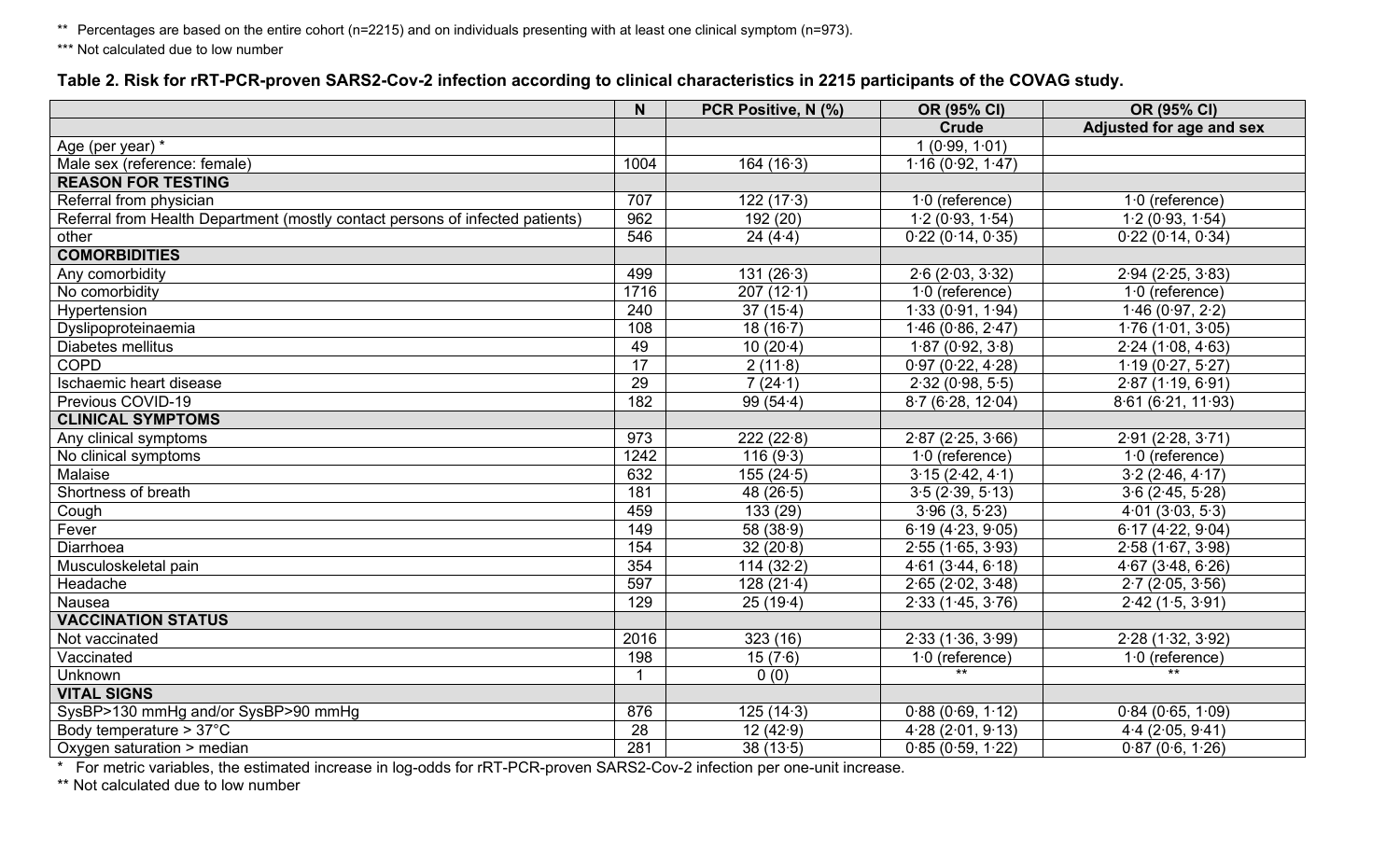** Percentages are based on the entire cohort (n=2215) and on individuals presenting with at least one clinical symptom (n=973).

*** Not calculated due to low number

**Table 2. Risk for rRT-PCR-proven SARS2-Cov-2 infection according to clinical characteristics in 2215 participants of the COVAG study.**

| | N | PCR Positive, N (%) | OR (95% CI) | OR (95% CI) |
|---|---|---|---|---|
| | | | **Crude** | **Adjusted for age and sex** |
| Age (per year) * | | | 1 (0·99, 1·01) | |
| Male sex (reference: female) | 1004 | 164 (16·3) | 1·16 (0·92, 1·47) | |
| **REASON FOR TESTING** | | | | |
| Referral from physician | 707 | 122 (17·3) | 1·0 (reference) | 1·0 (reference) |
| Referral from Health Department (mostly contact persons of infected patients) | 962 | 192 (20) | 1·2 (0·93, 1·54) | 1·2 (0·93, 1·54) |
| other | 546 | 24 (4·4) | 0·22 (0·14, 0·35) | 0·22 (0·14, 0·34) |
| **COMORBIDITIES** | | | | |
| Any comorbidity | 499 | 131 (26·3) | 2·6 (2·03, 3·32) | 2·94 (2·25, 3·83) |
| No comorbidity | 1716 | 207 (12·1) | 1·0 (reference) | 1·0 (reference) |
| Hypertension | 240 | 37 (15·4) | 1·33 (0·91, 1·94) | 1·46 (0·97, 2·2) |
| Dyslipoproteinaemia | 108 | 18 (16·7) | 1·46 (0·86, 2·47) | 1·76 (1·01, 3·05) |
| Diabetes mellitus | 49 | 10 (20·4) | 1·87 (0·92, 3·8) | 2·24 (1·08, 4·63) |
| COPD | 17 | 2 (11·8) | 0·97 (0·22, 4·28) | 1·19 (0·27, 5·27) |
| Ischaemic heart disease | 29 | 7 (24·1) | 2·32 (0·98, 5·5) | 2·87 (1·19, 6·91) |
| Previous COVID-19 | 182 | 99 (54·4) | 8·7 (6·28, 12·04) | 8·61 (6·21, 11·93) |
| **CLINICAL SYMPTOMS** | | | | |
| Any clinical symptoms | 973 | 222 (22·8) | 2·87 (2·25, 3·66) | 2·91 (2·28, 3·71) |
| No clinical symptoms | 1242 | 116 (9·3) | 1·0 (reference) | 1·0 (reference) |
| Malaise | 632 | 155 (24·5) | 3·15 (2·42, 4·1) | 3·2 (2·46, 4·17) |
| Shortness of breath | 181 | 48 (26·5) | 3·5 (2·39, 5·13) | 3·6 (2·45, 5·28) |
| Cough | 459 | 133 (29) | 3·96 (3, 5·23) | 4·01 (3·03, 5·3) |
| Fever | 149 | 58 (38·9) | 6·19 (4·23, 9·05) | 6·17 (4·22, 9·04) |
| Diarrhoea | 154 | 32 (20·8) | 2·55 (1·65, 3·93) | 2·58 (1·67, 3·98) |
| Musculoskeletal pain | 354 | 114 (32·2) | 4·61 (3·44, 6·18) | 4·67 (3·48, 6·26) |
| Headache | 597 | 128 (21·4) | 2·65 (2·02, 3·48) | 2·7 (2·05, 3·56) |
| Nausea | 129 | 25 (19·4) | 2·33 (1·45, 3·76) | 2·42 (1·5, 3·91) |
| **VACCINATION STATUS** | | | | |
| Not vaccinated | 2016 | 323 (16) | 2·33 (1·36, 3·99) | 2·28 (1·32, 3·92) |
| Vaccinated | 198 | 15 (7·6) | 1·0 (reference) | 1·0 (reference) |
| Unknown | 1 | 0 (0) | ** | ** |
| **VITAL SIGNS** | | | | |
| SysBP>130 mmHg and/or SysBP>90 mmHg | 876 | 125 (14·3) | 0·88 (0·69, 1·12) | 0·84 (0·65, 1·09) |
| Body temperature > 37°C | 28 | 12 (42·9) | 4·28 (2·01, 9·13) | 4·4 (2·05, 9·41) |
| Oxygen saturation > median | 281 | 38 (13·5) | 0·85 (0·59, 1·22) | 0·87 (0·6, 1·26) |

\* For metric variables, the estimated increase in log-odds for rRT-PCR-proven SARS2-Cov-2 infection per one-unit increase.

** Not calculated due to low number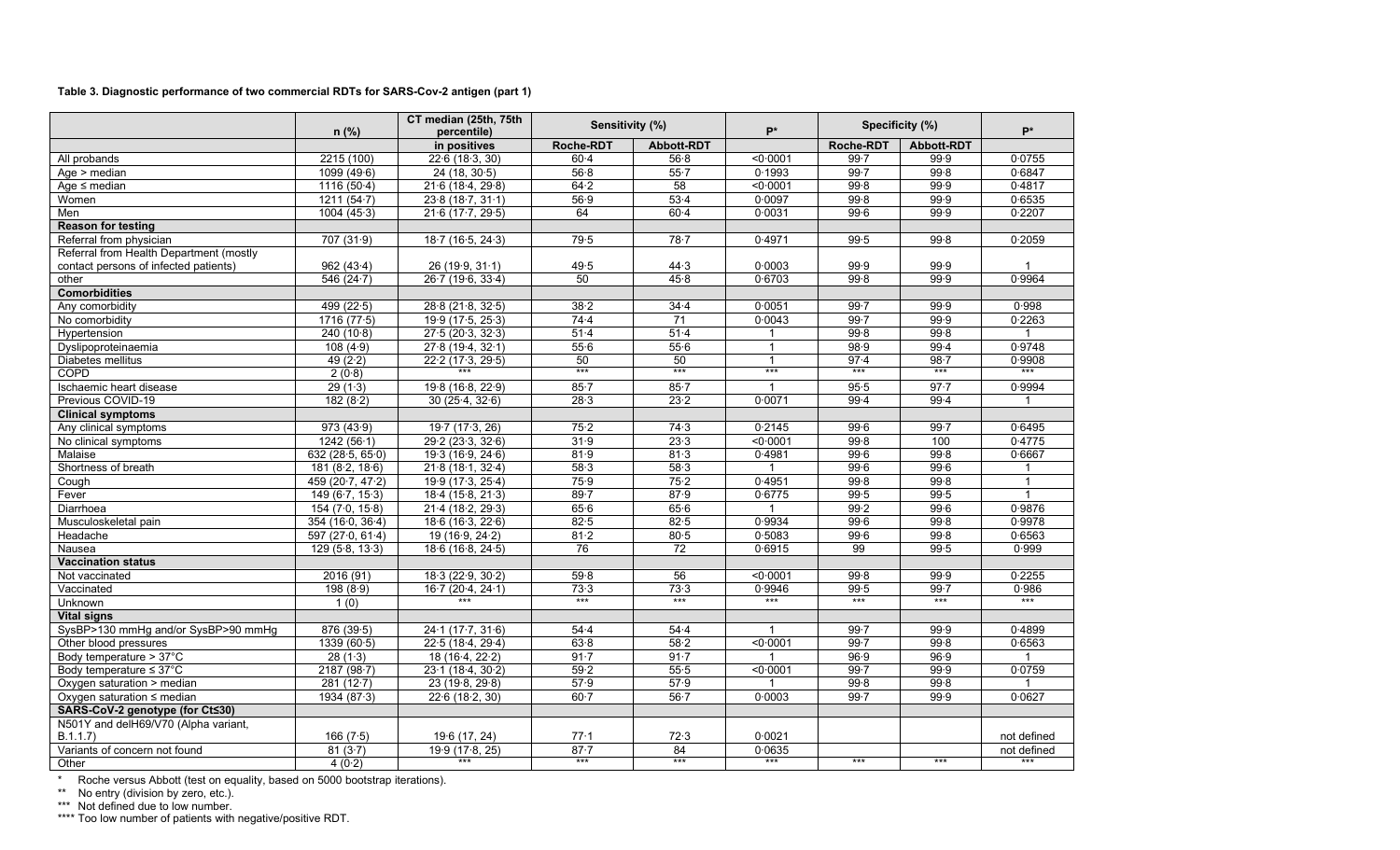**Table 3. Diagnostic performance of two commercial RDTs for SARS-Cov-2 antigen (part 1)**

| | n (%) | CT median (25th, 75th percentile) | Sensitivity (%) | | P* | Specificity (%) | | P* |
|---|---|---|---|---|---|---|---|---|
| | | in positives | Roche-RDT | Abbott-RDT | | Roche-RDT | Abbott-RDT | |
| All probands | 2215 (100) | 22·6 (18·3, 30) | 60·4 | 56·8 | <0·0001 | 99·7 | 99·9 | 0·0755 |
| Age > median | 1099 (49·6) | 24 (18, 30·5) | 56·8 | 55·7 | 0·1993 | 99·7 | 99·8 | 0·6847 |
| Age ≤ median | 1116 (50·4) | 21·6 (18·4, 29·8) | 64·2 | 58 | <0·0001 | 99·8 | 99·9 | 0·4817 |
| Women | 1211 (54·7) | 23·8 (18·7, 31·1) | 56·9 | 53·4 | 0·0097 | 99·8 | 99·9 | 0·6535 |
| Men | 1004 (45·3) | 21·6 (17·7, 29·5) | 64 | 60·4 | 0·0031 | 99·6 | 99·9 | 0·2207 |
| **Reason for testing** | | | | | | | | |
| Referral from physician | 707 (31·9) | 18·7 (16·5, 24·3) | 79·5 | 78·7 | 0·4971 | 99·5 | 99·8 | 0·2059 |
| Referral from Health Department (mostly contact persons of infected patients) | 962 (43·4) | 26 (19·9, 31·1) | 49·5 | 44·3 | 0·0003 | 99·9 | 99·9 | 1 |
| other | 546 (24·7) | 26·7 (19·6, 33·4) | 50 | 45·8 | 0·6703 | 99·8 | 99·9 | 0·9964 |
| **Comorbidities** | | | | | | | | |
| Any comorbidity | 499 (22·5) | 28·8 (21·8, 32·5) | 38·2 | 34·4 | 0·0051 | 99·7 | 99·9 | 0·998 |
| No comorbidity | 1716 (77·5) | 19·9 (17·5, 25·3) | 74·4 | 71 | 0·0043 | 99·7 | 99·9 | 0·2263 |
| Hypertension | 240 (10·8) | 27·5 (20·3, 32·3) | 51·4 | 51·4 | 1 | 99·8 | 99·8 | 1 |
| Dyslipoproteinaemia | 108 (4·9) | 27·8 (19·4, 32·1) | 55·6 | 55·6 | 1 | 98·9 | 99·4 | 0·9748 |
| Diabetes mellitus | 49 (2·2) | 22·2 (17·3, 29·5) | 50 | 50 | 1 | 97·4 | 98·7 | 0·9908 |
| COPD | 2 (0·8) | *** | *** | *** | *** | *** | *** | *** |
| Ischaemic heart disease | 29 (1·3) | 19·8 (16·8, 22·9) | 85·7 | 85·7 | 1 | 95·5 | 97·7 | 0·9994 |
| Previous COVID-19 | 182 (8·2) | 30 (25·4, 32·6) | 28·3 | 23·2 | 0·0071 | 99·4 | 99·4 | 1 |
| **Clinical symptoms** | | | | | | | | |
| Any clinical symptoms | 973 (43·9) | 19·7 (17·3, 26) | 75·2 | 74·3 | 0·2145 | 99·6 | 99·7 | 0·6495 |
| No clinical symptoms | 1242 (56·1) | 29·2 (23·3, 32·6) | 31·9 | 23·3 | <0·0001 | 99·8 | 100 | 0·4775 |
| Malaise | 632 (28·5, 65·0) | 19·3 (16·9, 24·6) | 81·9 | 81·3 | 0·4981 | 99·6 | 99·8 | 0·6667 |
| Shortness of breath | 181 (8·2, 18·6) | 21·8 (18·1, 32·4) | 58·3 | 58·3 | 1 | 99·6 | 99·6 | 1 |
| Cough | 459 (20·7, 47·2) | 19·9 (17·3, 25·4) | 75·9 | 75·2 | 0·4951 | 99·8 | 99·8 | 1 |
| Fever | 149 (6·7, 15·3) | 18·4 (15·8, 21·3) | 89·7 | 87·9 | 0·6775 | 99·5 | 99·5 | 1 |
| Diarrhoea | 154 (7·0, 15·8) | 21·4 (18·2, 29·3) | 65·6 | 65·6 | 1 | 99·2 | 99·6 | 0·9876 |
| Musculoskeletal pain | 354 (16·0, 36·4) | 18·6 (16·3, 22·6) | 82·5 | 82·5 | 0·9934 | 99·6 | 99·8 | 0·9978 |
| Headache | 597 (27·0, 61·4) | 19 (16·9, 24·2) | 81·2 | 80·5 | 0·5083 | 99·6 | 99·8 | 0·6563 |
| Nausea | 129 (5·8, 13·3) | 18·6 (16·8, 24·5) | 76 | 72 | 0·6915 | 99 | 99·5 | 0·999 |
| **Vaccination status** | | | | | | | | |
| Not vaccinated | 2016 (91) | 18·3 (22·9, 30·2) | 59·8 | 56 | <0·0001 | 99·8 | 99·9 | 0·2255 |
| Vaccinated | 198 (8·9) | 16·7 (20·4, 24·1) | 73·3 | 73·3 | 0·9946 | 99·5 | 99·7 | 0·986 |
| Unknown | 1 (0) | *** | *** | *** | *** | *** | *** | *** |
| **Vital signs** | | | | | | | | |
| SysBP>130 mmHg and/or SysBP>90 mmHg | 876 (39·5) | 24·1 (17·7, 31·6) | 54·4 | 54·4 | 1 | 99·7 | 99·9 | 0·4899 |
| Other blood pressures | 1339 (60·5) | 22·5 (18·4, 29·4) | 63·8 | 58·2 | <0·0001 | 99·7 | 99·8 | 0·6563 |
| Body temperature > 37°C | 28 (1·3) | 18 (16·4, 22·2) | 91·7 | 91·7 | 1 | 96·9 | 96·9 | 1 |
| Body temperature ≤ 37°C | 2187 (98·7) | 23·1 (18·4, 30·2) | 59·2 | 55·5 | <0·0001 | 99·7 | 99·9 | 0·0759 |
| Oxygen saturation > median | 281 (12·7) | 23 (19·8, 29·8) | 57·9 | 57·9 | 1 | 99·8 | 99·8 | 1 |
| Oxygen saturation ≤ median | 1934 (87·3) | 22·6 (18·2, 30) | 60·7 | 56·7 | 0·0003 | 99·7 | 99·9 | 0·0627 |
| **SARS-CoV-2 genotype (for Ct≤30)** | | | | | | | | |
| N501Y and delH69/V70 (Alpha variant, B.1.1.7) | 166 (7·5) | 19·6 (17, 24) | 77·1 | 72·3 | 0·0021 | | | not defined |
| Variants of concern not found | 81 (3·7) | 19·9 (17·8, 25) | 87·7 | 84 | 0·0635 | | | not defined |
| Other | 4 (0·2) | *** | *** | *** | *** | *** | *** | *** |

\* Roche versus Abbott (test on equality, based on 5000 bootstrap iterations).
** No entry (division by zero, etc.).
*** Not defined due to low number.
**** Too low number of patients with negative/positive RDT.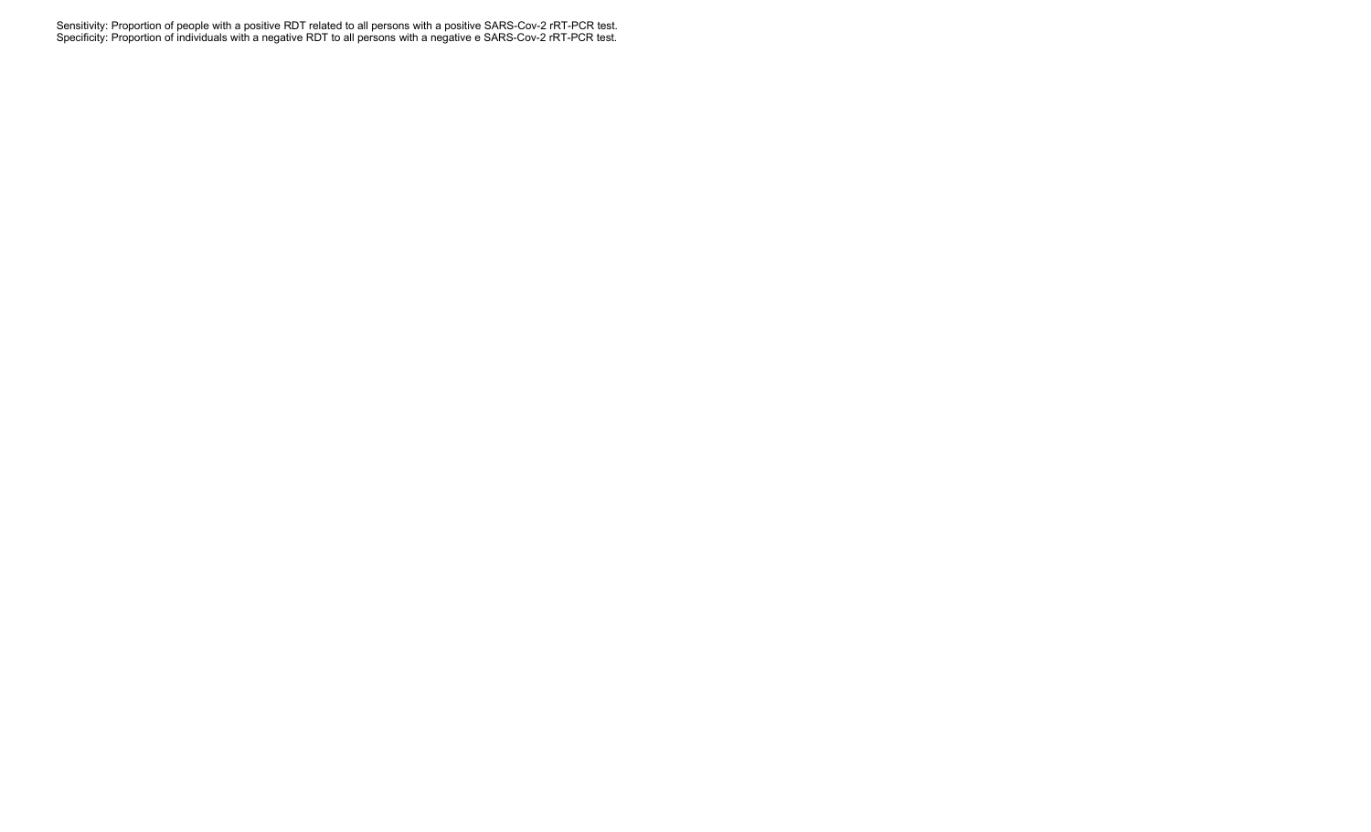Sensitivity: Proportion of people with a positive RDT related to all persons with a positive SARS-Cov-2 rRT-PCR test.
Specificity: Proportion of individuals with a negative RDT to all persons with a negative e SARS-Cov-2 rRT-PCR test.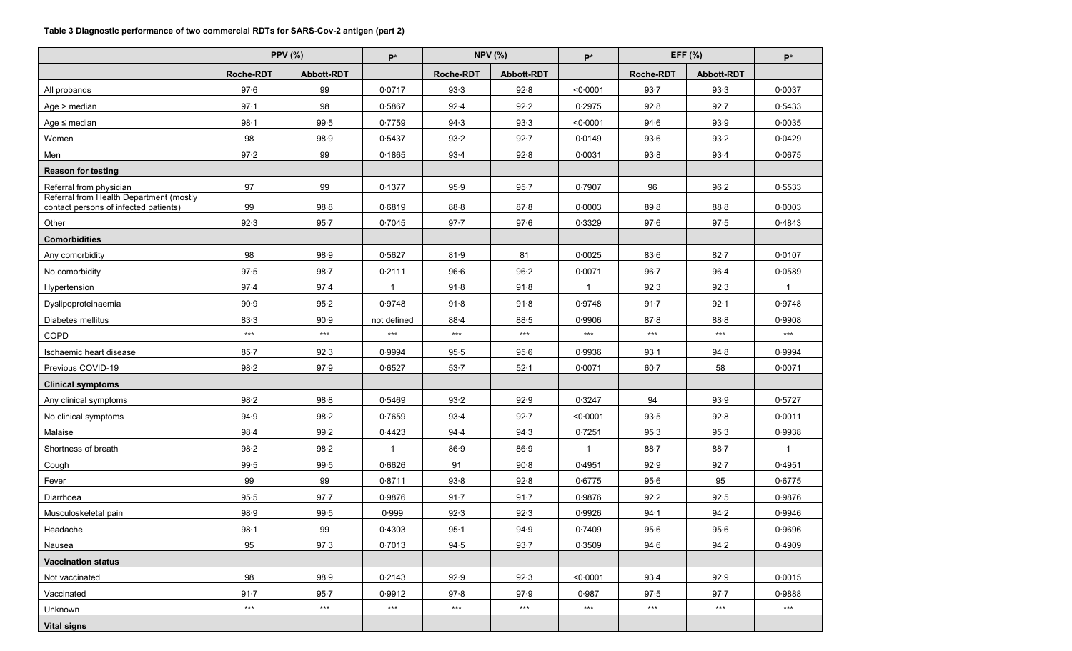**Table 3 Diagnostic performance of two commercial RDTs for SARS-Cov-2 antigen (part 2)**

| | PPV (%) | | P* | NPV (%) | | P* | EFF (%) | | P* |
|---|---|---|---|---|---|---|---|---|---|
| | Roche-RDT | Abbott-RDT | | Roche-RDT | Abbott-RDT | | Roche-RDT | Abbott-RDT | |
| All probands | 97·6 | 99 | 0·0717 | 93·3 | 92·8 | <0·0001 | 93·7 | 93·3 | 0·0037 |
| Age > median | 97·1 | 98 | 0·5867 | 92·4 | 92·2 | 0·2975 | 92·8 | 92·7 | 0·5433 |
| Age ≤ median | 98·1 | 99·5 | 0·7759 | 94·3 | 93·3 | <0·0001 | 94·6 | 93·9 | 0·0035 |
| Women | 98 | 98·9 | 0·5437 | 93·2 | 92·7 | 0·0149 | 93·6 | 93·2 | 0·0429 |
| Men | 97·2 | 99 | 0·1865 | 93·4 | 92·8 | 0·0031 | 93·8 | 93·4 | 0·0675 |
| **Reason for testing** | | | | | | | | | |
| Referral from physician | 97 | 99 | 0·1377 | 95·9 | 95·7 | 0·7907 | 96 | 96·2 | 0·5533 |
| Referral from Health Department (mostly contact persons of infected patients) | 99 | 98·8 | 0·6819 | 88·8 | 87·8 | 0·0003 | 89·8 | 88·8 | 0·0003 |
| Other | 92·3 | 95·7 | 0·7045 | 97·7 | 97·6 | 0·3329 | 97·6 | 97·5 | 0·4843 |
| **Comorbidities** | | | | | | | | | |
| Any comorbidity | 98 | 98·9 | 0·5627 | 81·9 | 81 | 0·0025 | 83·6 | 82·7 | 0·0107 |
| No comorbidity | 97·5 | 98·7 | 0·2111 | 96·6 | 96·2 | 0·0071 | 96·7 | 96·4 | 0·0589 |
| Hypertension | 97·4 | 97·4 | 1 | 91·8 | 91·8 | 1 | 92·3 | 92·3 | 1 |
| Dyslipoproteinaemia | 90·9 | 95·2 | 0·9748 | 91·8 | 91·8 | 0·9748 | 91·7 | 92·1 | 0·9748 |
| Diabetes mellitus | 83·3 | 90·9 | not defined | 88·4 | 88·5 | 0·9906 | 87·8 | 88·8 | 0·9908 |
| COPD | *** | *** | *** | *** | *** | *** | *** | *** | *** |
| Ischaemic heart disease | 85·7 | 92·3 | 0·9994 | 95·5 | 95·6 | 0·9936 | 93·1 | 94·8 | 0·9994 |
| Previous COVID-19 | 98·2 | 97·9 | 0·6527 | 53·7 | 52·1 | 0·0071 | 60·7 | 58 | 0·0071 |
| **Clinical symptoms** | | | | | | | | | |
| Any clinical symptoms | 98·2 | 98·8 | 0·5469 | 93·2 | 92·9 | 0·3247 | 94 | 93·9 | 0·5727 |
| No clinical symptoms | 94·9 | 98·2 | 0·7659 | 93·4 | 92·7 | <0·0001 | 93·5 | 92·8 | 0·0011 |
| Malaise | 98·4 | 99·2 | 0·4423 | 94·4 | 94·3 | 0·7251 | 95·3 | 95·3 | 0·9938 |
| Shortness of breath | 98·2 | 98·2 | 1 | 86·9 | 86·9 | 1 | 88·7 | 88·7 | 1 |
| Cough | 99·5 | 99·5 | 0·6626 | 91 | 90·8 | 0·4951 | 92·9 | 92·7 | 0·4951 |
| Fever | 99 | 99 | 0·8711 | 93·8 | 92·8 | 0·6775 | 95·6 | 95 | 0·6775 |
| Diarrhoea | 95·5 | 97·7 | 0·9876 | 91·7 | 91·7 | 0·9876 | 92·2 | 92·5 | 0·9876 |
| Musculoskeletal pain | 98·9 | 99·5 | 0·999 | 92·3 | 92·3 | 0·9926 | 94·1 | 94·2 | 0·9946 |
| Headache | 98·1 | 99 | 0·4303 | 95·1 | 94·9 | 0·7409 | 95·6 | 95·6 | 0·9696 |
| Nausea | 95 | 97·3 | 0·7013 | 94·5 | 93·7 | 0·3509 | 94·6 | 94·2 | 0·4909 |
| **Vaccination status** | | | | | | | | | |
| Not vaccinated | 98 | 98·9 | 0·2143 | 92·9 | 92·3 | <0·0001 | 93·4 | 92·9 | 0·0015 |
| Vaccinated | 91·7 | 95·7 | 0·9912 | 97·8 | 97·9 | 0·987 | 97·5 | 97·7 | 0·9888 |
| Unknown | *** | *** | *** | *** | *** | *** | *** | *** | *** |
| **Vital signs** | | | | | | | | | |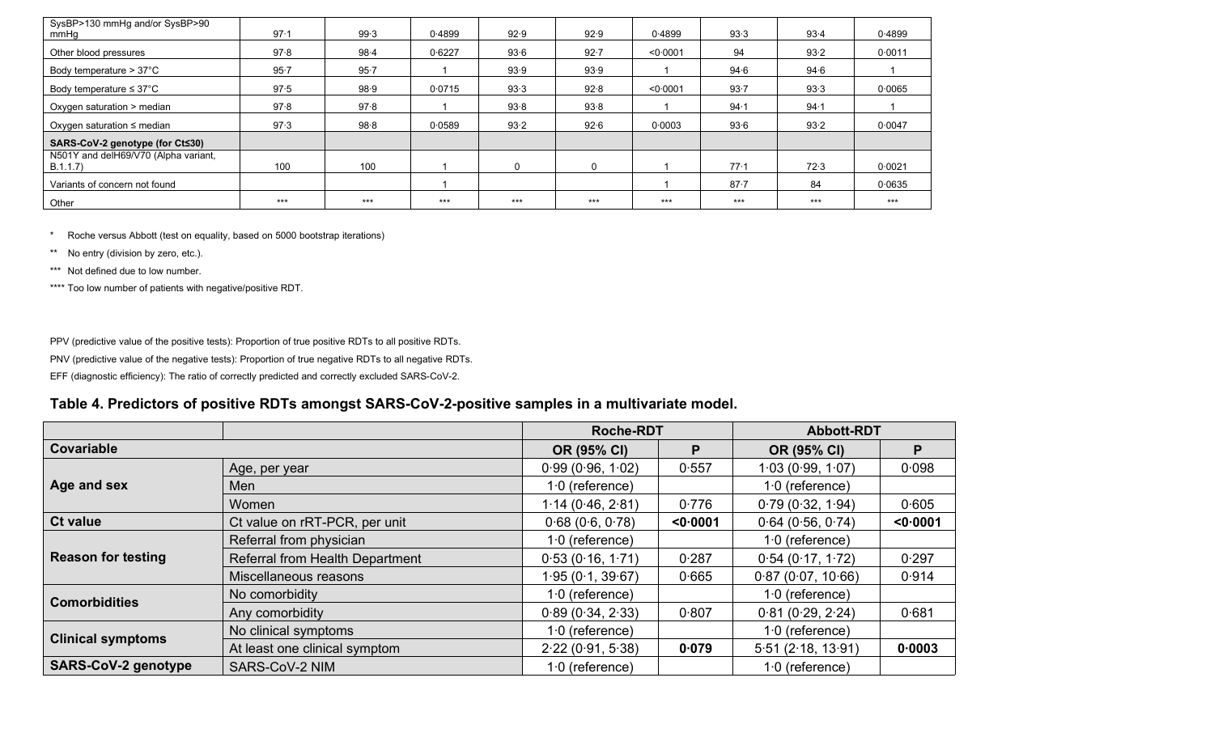| SysBP>130 mmHg and/or SysBP>90 mmHg | 97·1 | 99·3 | 0·4899 | 92·9 | 92·9 | 0·4899 | 93·3 | 93·4 | 0·4899 |
|---|---|---|---|---|---|---|---|---|---|
| Other blood pressures | 97·8 | 98·4 | 0·6227 | 93·6 | 92·7 | <0·0001 | 94 | 93·2 | 0·0011 |
| Body temperature > 37°C | 95·7 | 95·7 | 1 | 93·9 | 93·9 | 1 | 94·6 | 94·6 | 1 |
| Body temperature ≤ 37°C | 97·5 | 98·9 | 0·0715 | 93·3 | 92·8 | <0·0001 | 93·7 | 93·3 | 0·0065 |
| Oxygen saturation > median | 97·8 | 97·8 | 1 | 93·8 | 93·8 | 1 | 94·1 | 94·1 | 1 |
| Oxygen saturation ≤ median | 97·3 | 98·8 | 0·0589 | 93·2 | 92·6 | 0·0003 | 93·6 | 93·2 | 0·0047 |
| **SARS-CoV-2 genotype (for Ct≤30)** | | | | | | | | | |
| N501Y and delH69/V70 (Alpha variant, B.1.1.7) | 100 | 100 | 1 | 0 | 0 | 1 | 77·1 | 72·3 | 0·0021 |
| Variants of concern not found | | | 1 | | | 1 | 87·7 | 84 | 0·0635 |
| Other | *** | *** | *** | *** | *** | *** | *** | *** | *** |

\* Roche versus Abbott (test on equality, based on 5000 bootstrap iterations)

** No entry (division by zero, etc.).

*** Not defined due to low number.

**** Too low number of patients with negative/positive RDT.

PPV (predictive value of the positive tests): Proportion of true positive RDTs to all positive RDTs.

PNV (predictive value of the negative tests): Proportion of true negative RDTs to all negative RDTs.

EFF (diagnostic efficiency): The ratio of correctly predicted and correctly excluded SARS-CoV-2.

## Table 4. Predictors of positive RDTs amongst SARS-CoV-2-positive samples in a multivariate model.

| | | Roche-RDT | | Abbott-RDT | |
|---|---|---|---|---|---|
| **Covariable** | | **OR (95% CI)** | **P** | **OR (95% CI)** | **P** |
| **Age and sex** | Age, per year | 0·99 (0·96, 1·02) | 0·557 | 1·03 (0·99, 1·07) | 0·098 |
| | Men | 1·0 (reference) | | 1·0 (reference) | |
| | Women | 1·14 (0·46, 2·81) | 0·776 | 0·79 (0·32, 1·94) | 0·605 |
| **Ct value** | Ct value on rRT-PCR, per unit | 0·68 (0·6, 0·78) | **<0·0001** | 0·64 (0·56, 0·74) | **<0·0001** |
| **Reason for testing** | Referral from physician | 1·0 (reference) | | 1·0 (reference) | |
| | Referral from Health Department | 0·53 (0·16, 1·71) | 0·287 | 0·54 (0·17, 1·72) | 0·297 |
| | Miscellaneous reasons | 1·95 (0·1, 39·67) | 0·665 | 0·87 (0·07, 10·66) | 0·914 |
| **Comorbidities** | No comorbidity | 1·0 (reference) | | 1·0 (reference) | |
| | Any comorbidity | 0·89 (0·34, 2·33) | 0·807 | 0·81 (0·29, 2·24) | 0·681 |
| **Clinical symptoms** | No clinical symptoms | 1·0 (reference) | | 1·0 (reference) | |
| | At least one clinical symptom | 2·22 (0·91, 5·38) | **0·079** | 5·51 (2·18, 13·91) | **0·0003** |
| **SARS-CoV-2 genotype** | SARS-CoV-2 NIM | 1·0 (reference) | | 1·0 (reference) | |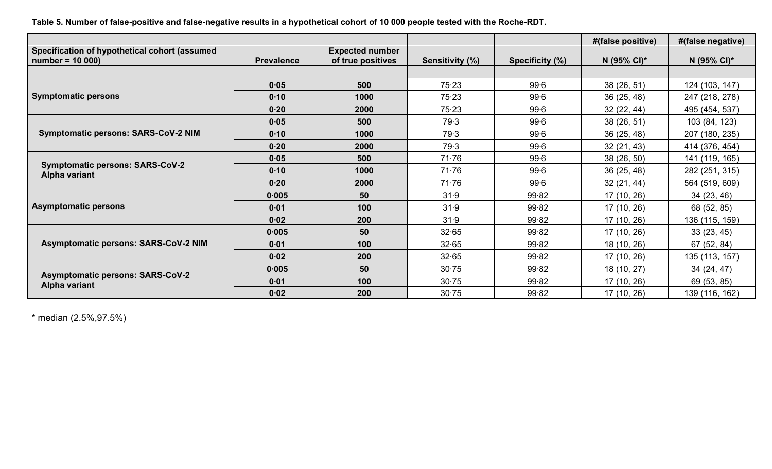**Table 5. Number of false-positive and false-negative results in a hypothetical cohort of 10 000 people tested with the Roche-RDT.**

| | | | | | #(false positive) | #(false negative) |
|---|---|---|---|---|---|---|
| **Specification of hypothetical cohort (assumed number = 10 000)** | **Prevalence** | **Expected number of true positives** | **Sensitivity (%)** | **Specificity (%)** | **N (95% CI)*** | **N (95% CI)*** |
| | | | | | | |
| **Symptomatic persons** | **0·05** | **500** | 75·23 | 99·6 | 38 (26, 51) | 124 (103, 147) |
| | **0·10** | **1000** | 75·23 | 99·6 | 36 (25, 48) | 247 (218, 278) |
| | **0·20** | **2000** | 75·23 | 99·6 | 32 (22, 44) | 495 (454, 537) |
| **Symptomatic persons: SARS-CoV-2 NIM** | **0·05** | **500** | 79·3 | 99·6 | 38 (26, 51) | 103 (84, 123) |
| | **0·10** | **1000** | 79·3 | 99·6 | 36 (25, 48) | 207 (180, 235) |
| | **0·20** | **2000** | 79·3 | 99·6 | 32 (21, 43) | 414 (376, 454) |
| **Symptomatic persons: SARS-CoV-2 Alpha variant** | **0·05** | **500** | 71·76 | 99·6 | 38 (26, 50) | 141 (119, 165) |
| | **0·10** | **1000** | 71·76 | 99·6 | 36 (25, 48) | 282 (251, 315) |
| | **0·20** | **2000** | 71·76 | 99·6 | 32 (21, 44) | 564 (519, 609) |
| **Asymptomatic persons** | **0·005** | **50** | 31·9 | 99·82 | 17 (10, 26) | 34 (23, 46) |
| | **0·01** | **100** | 31·9 | 99·82 | 17 (10, 26) | 68 (52, 85) |
| | **0·02** | **200** | 31·9 | 99·82 | 17 (10, 26) | 136 (115, 159) |
| **Asymptomatic persons: SARS-CoV-2 NIM** | **0·005** | **50** | 32·65 | 99·82 | 17 (10, 26) | 33 (23, 45) |
| | **0·01** | **100** | 32·65 | 99·82 | 18 (10, 26) | 67 (52, 84) |
| | **0·02** | **200** | 32·65 | 99·82 | 17 (10, 26) | 135 (113, 157) |
| **Asymptomatic persons: SARS-CoV-2 Alpha variant** | **0·005** | **50** | 30·75 | 99·82 | 18 (10, 27) | 34 (24, 47) |
| | **0·01** | **100** | 30·75 | 99·82 | 17 (10, 26) | 69 (53, 85) |
| | **0·02** | **200** | 30·75 | 99·82 | 17 (10, 26) | 139 (116, 162) |

* median (2.5%,97.5%)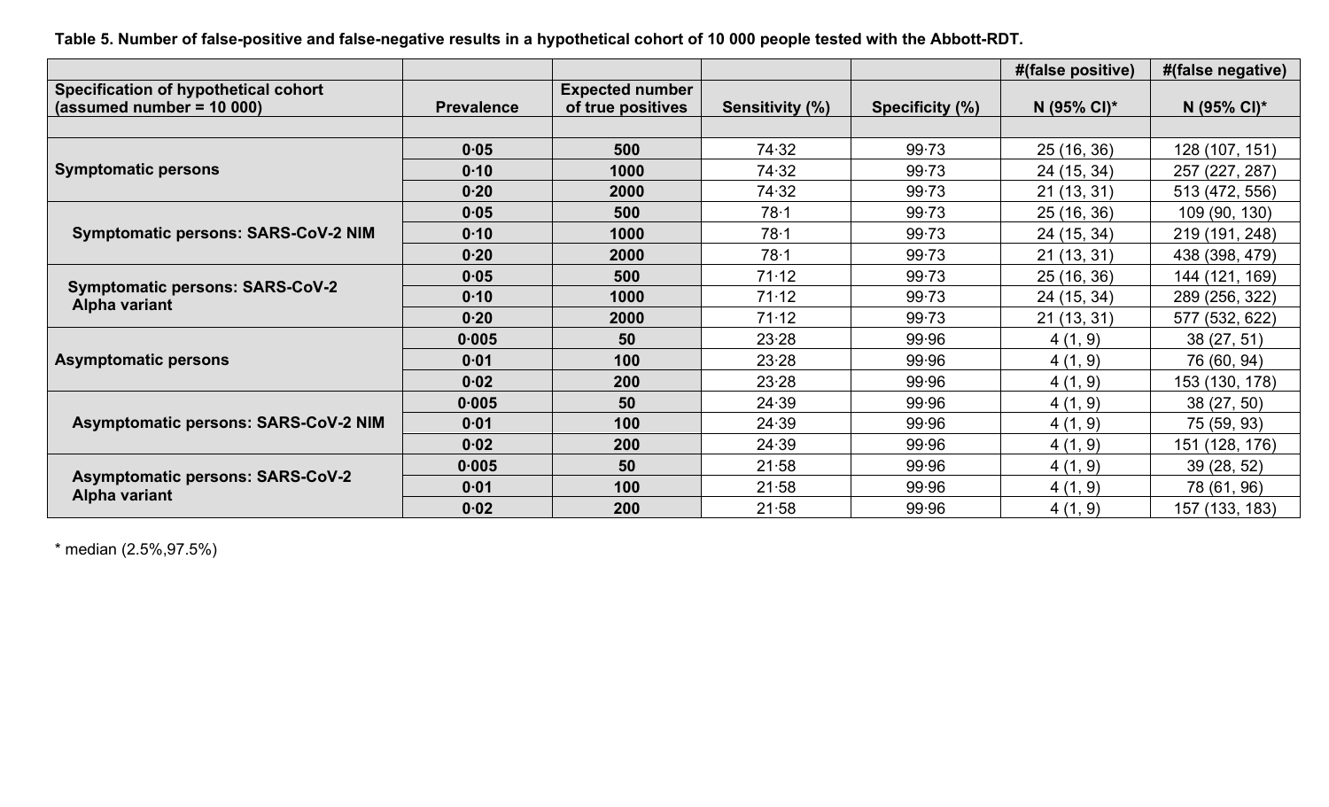**Table 5. Number of false-positive and false-negative results in a hypothetical cohort of 10 000 people tested with the Abbott-RDT.**

| | | | | | #(false positive) | #(false negative) |
|---|---|---|---|---|---|---|
| Specification of hypothetical cohort (assumed number = 10 000) | Prevalence | Expected number of true positives | Sensitivity (%) | Specificity (%) | N (95% CI)* | N (95% CI)* |
| | | | | | | |
| Symptomatic persons | 0·05 | 500 | 74·32 | 99·73 | 25 (16, 36) | 128 (107, 151) |
| | 0·10 | 1000 | 74·32 | 99·73 | 24 (15, 34) | 257 (227, 287) |
| | 0·20 | 2000 | 74·32 | 99·73 | 21 (13, 31) | 513 (472, 556) |
| Symptomatic persons: SARS-CoV-2 NIM | 0·05 | 500 | 78·1 | 99·73 | 25 (16, 36) | 109 (90, 130) |
| | 0·10 | 1000 | 78·1 | 99·73 | 24 (15, 34) | 219 (191, 248) |
| | 0·20 | 2000 | 78·1 | 99·73 | 21 (13, 31) | 438 (398, 479) |
| Symptomatic persons: SARS-CoV-2 Alpha variant | 0·05 | 500 | 71·12 | 99·73 | 25 (16, 36) | 144 (121, 169) |
| | 0·10 | 1000 | 71·12 | 99·73 | 24 (15, 34) | 289 (256, 322) |
| | 0·20 | 2000 | 71·12 | 99·73 | 21 (13, 31) | 577 (532, 622) |
| Asymptomatic persons | 0·005 | 50 | 23·28 | 99·96 | 4 (1, 9) | 38 (27, 51) |
| | 0·01 | 100 | 23·28 | 99·96 | 4 (1, 9) | 76 (60, 94) |
| | 0·02 | 200 | 23·28 | 99·96 | 4 (1, 9) | 153 (130, 178) |
| Asymptomatic persons: SARS-CoV-2 NIM | 0·005 | 50 | 24·39 | 99·96 | 4 (1, 9) | 38 (27, 50) |
| | 0·01 | 100 | 24·39 | 99·96 | 4 (1, 9) | 75 (59, 93) |
| | 0·02 | 200 | 24·39 | 99·96 | 4 (1, 9) | 151 (128, 176) |
| Asymptomatic persons: SARS-CoV-2 Alpha variant | 0·005 | 50 | 21·58 | 99·96 | 4 (1, 9) | 39 (28, 52) |
| | 0·01 | 100 | 21·58 | 99·96 | 4 (1, 9) | 78 (61, 96) |
| | 0·02 | 200 | 21·58 | 99·96 | 4 (1, 9) | 157 (133, 183) |

* median (2.5%,97.5%)